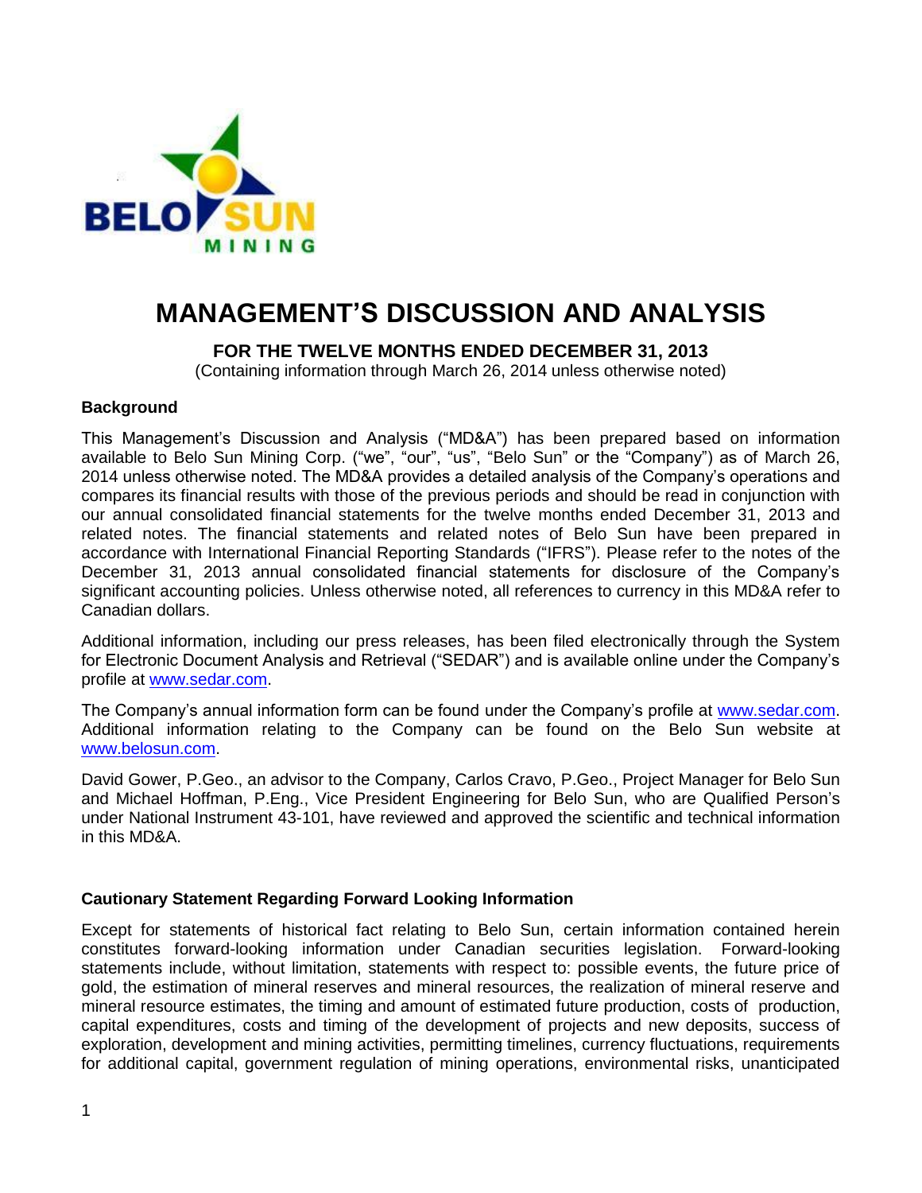# MANAGEMENT'S DISCUSSION AND ANALYSIS

**FOR THE TWELVE MONTHS ENDED DECEMBER 31, 2013**
(Containing information through March 26, 2014 unless otherwise noted)

### Background

This Management's Discussion and Analysis ("MD&A") has been prepared based on information available to Belo Sun Mining Corp. ("we", "our", "us", "Belo Sun" or the "Company") as of March 26, 2014 unless otherwise noted. The MD&A provides a detailed analysis of the Company's operations and compares its financial results with those of the previous periods and should be read in conjunction with our annual consolidated financial statements for the twelve months ended December 31, 2013 and related notes. The financial statements and related notes of Belo Sun have been prepared in accordance with International Financial Reporting Standards ("IFRS"). Please refer to the notes of the December 31, 2013 annual consolidated financial statements for disclosure of the Company's significant accounting policies. Unless otherwise noted, all references to currency in this MD&A refer to Canadian dollars.

Additional information, including our press releases, has been filed electronically through the System for Electronic Document Analysis and Retrieval ("SEDAR") and is available online under the Company's profile at www.sedar.com.

The Company's annual information form can be found under the Company's profile at www.sedar.com. Additional information relating to the Company can be found on the Belo Sun website at www.belosun.com.

David Gower, P.Geo., an advisor to the Company, Carlos Cravo, P.Geo., Project Manager for Belo Sun and Michael Hoffman, P.Eng., Vice President Engineering for Belo Sun, who are Qualified Person's under National Instrument 43-101, have reviewed and approved the scientific and technical information in this MD&A.

### Cautionary Statement Regarding Forward Looking Information

Except for statements of historical fact relating to Belo Sun, certain information contained herein constitutes forward-looking information under Canadian securities legislation. Forward-looking statements include, without limitation, statements with respect to: possible events, the future price of gold, the estimation of mineral reserves and mineral resources, the realization of mineral reserve and mineral resource estimates, the timing and amount of estimated future production, costs of production, capital expenditures, costs and timing of the development of projects and new deposits, success of exploration, development and mining activities, permitting timelines, currency fluctuations, requirements for additional capital, government regulation of mining operations, environmental risks, unanticipated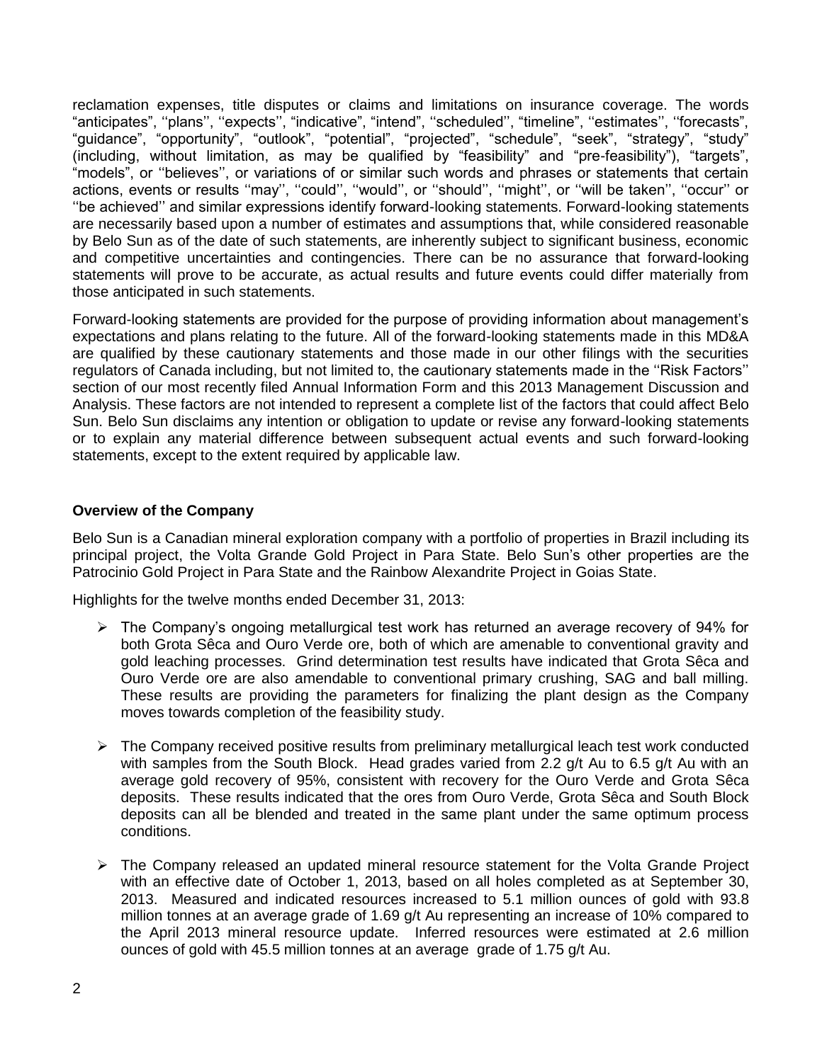reclamation expenses, title disputes or claims and limitations on insurance coverage. The words "anticipates", ''plans'', ''expects'', "indicative", "intend", ''scheduled'', "timeline", ''estimates'', ''forecasts", "guidance", "opportunity", "outlook", "potential", "projected", "schedule", "seek", "strategy", "study" (including, without limitation, as may be qualified by "feasibility" and "pre-feasibility"), "targets", "models", or ''believes'', or variations of or similar such words and phrases or statements that certain actions, events or results ''may'', ''could'', ''would'', or ''should'', ''might'', or ''will be taken'', ''occur'' or ''be achieved'' and similar expressions identify forward-looking statements. Forward-looking statements are necessarily based upon a number of estimates and assumptions that, while considered reasonable by Belo Sun as of the date of such statements, are inherently subject to significant business, economic and competitive uncertainties and contingencies. There can be no assurance that forward-looking statements will prove to be accurate, as actual results and future events could differ materially from those anticipated in such statements.

Forward-looking statements are provided for the purpose of providing information about management's expectations and plans relating to the future. All of the forward-looking statements made in this MD&A are qualified by these cautionary statements and those made in our other filings with the securities regulators of Canada including, but not limited to, the cautionary statements made in the ''Risk Factors'' section of our most recently filed Annual Information Form and this 2013 Management Discussion and Analysis. These factors are not intended to represent a complete list of the factors that could affect Belo Sun. Belo Sun disclaims any intention or obligation to update or revise any forward-looking statements or to explain any material difference between subsequent actual events and such forward-looking statements, except to the extent required by applicable law.

**Overview of the Company**

Belo Sun is a Canadian mineral exploration company with a portfolio of properties in Brazil including its principal project, the Volta Grande Gold Project in Para State. Belo Sun's other properties are the Patrocinio Gold Project in Para State and the Rainbow Alexandrite Project in Goias State.

Highlights for the twelve months ended December 31, 2013:

- The Company's ongoing metallurgical test work has returned an average recovery of 94% for both Grota Sêca and Ouro Verde ore, both of which are amenable to conventional gravity and gold leaching processes. Grind determination test results have indicated that Grota Sêca and Ouro Verde ore are also amendable to conventional primary crushing, SAG and ball milling. These results are providing the parameters for finalizing the plant design as the Company moves towards completion of the feasibility study.

- The Company received positive results from preliminary metallurgical leach test work conducted with samples from the South Block. Head grades varied from 2.2 g/t Au to 6.5 g/t Au with an average gold recovery of 95%, consistent with recovery for the Ouro Verde and Grota Sêca deposits. These results indicated that the ores from Ouro Verde, Grota Sêca and South Block deposits can all be blended and treated in the same plant under the same optimum process conditions.

- The Company released an updated mineral resource statement for the Volta Grande Project with an effective date of October 1, 2013, based on all holes completed as at September 30, 2013. Measured and indicated resources increased to 5.1 million ounces of gold with 93.8 million tonnes at an average grade of 1.69 g/t Au representing an increase of 10% compared to the April 2013 mineral resource update. Inferred resources were estimated at 2.6 million ounces of gold with 45.5 million tonnes at an average grade of 1.75 g/t Au.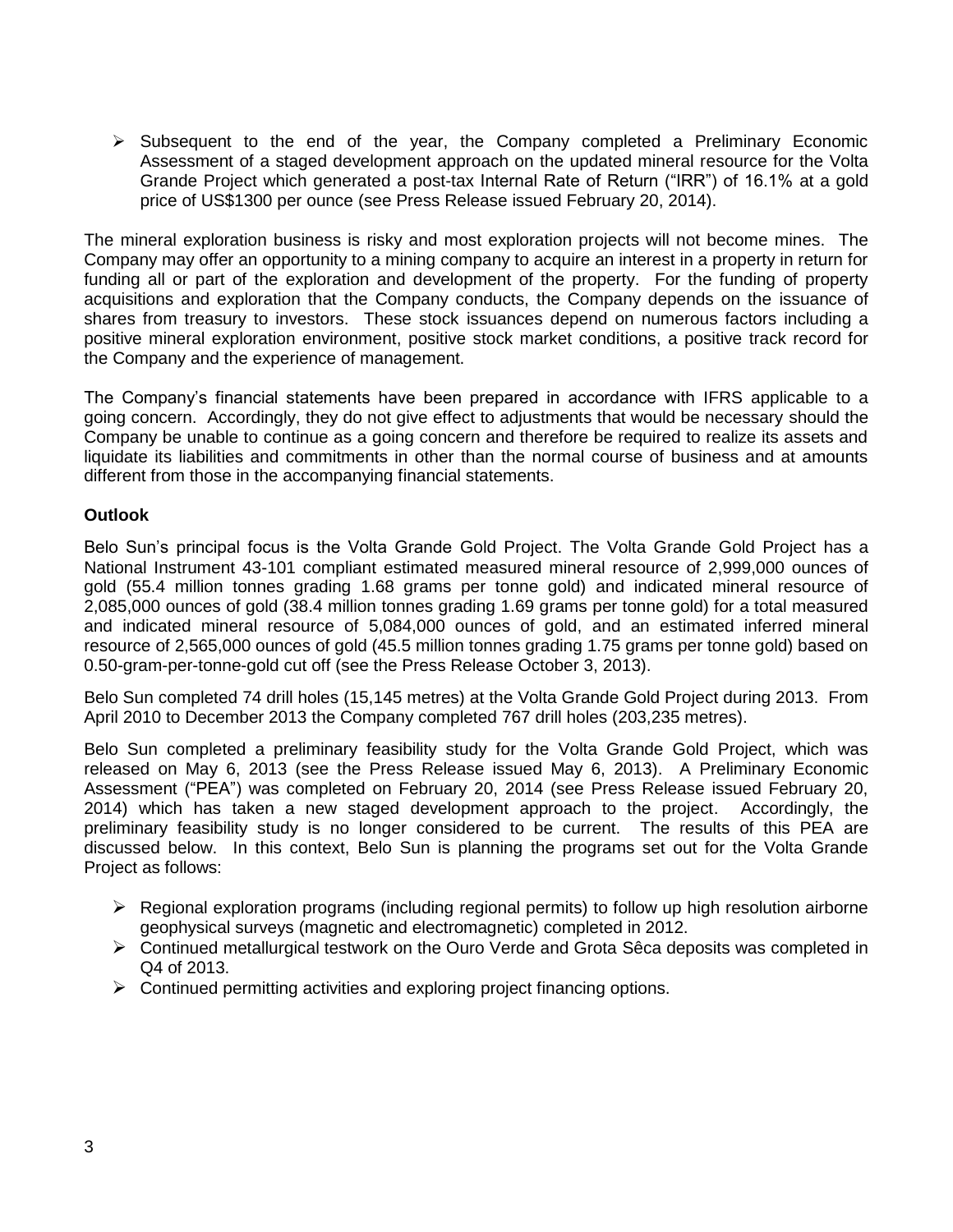- Subsequent to the end of the year, the Company completed a Preliminary Economic Assessment of a staged development approach on the updated mineral resource for the Volta Grande Project which generated a post-tax Internal Rate of Return ("IRR") of 16.1% at a gold price of US$1300 per ounce (see Press Release issued February 20, 2014).

The mineral exploration business is risky and most exploration projects will not become mines. The Company may offer an opportunity to a mining company to acquire an interest in a property in return for funding all or part of the exploration and development of the property. For the funding of property acquisitions and exploration that the Company conducts, the Company depends on the issuance of shares from treasury to investors. These stock issuances depend on numerous factors including a positive mineral exploration environment, positive stock market conditions, a positive track record for the Company and the experience of management.

The Company's financial statements have been prepared in accordance with IFRS applicable to a going concern. Accordingly, they do not give effect to adjustments that would be necessary should the Company be unable to continue as a going concern and therefore be required to realize its assets and liquidate its liabilities and commitments in other than the normal course of business and at amounts different from those in the accompanying financial statements.

**Outlook**

Belo Sun's principal focus is the Volta Grande Gold Project. The Volta Grande Gold Project has a National Instrument 43-101 compliant estimated measured mineral resource of 2,999,000 ounces of gold (55.4 million tonnes grading 1.68 grams per tonne gold) and indicated mineral resource of 2,085,000 ounces of gold (38.4 million tonnes grading 1.69 grams per tonne gold) for a total measured and indicated mineral resource of 5,084,000 ounces of gold, and an estimated inferred mineral resource of 2,565,000 ounces of gold (45.5 million tonnes grading 1.75 grams per tonne gold) based on 0.50-gram-per-tonne-gold cut off (see the Press Release October 3, 2013).

Belo Sun completed 74 drill holes (15,145 metres) at the Volta Grande Gold Project during 2013. From April 2010 to December 2013 the Company completed 767 drill holes (203,235 metres).

Belo Sun completed a preliminary feasibility study for the Volta Grande Gold Project, which was released on May 6, 2013 (see the Press Release issued May 6, 2013). A Preliminary Economic Assessment ("PEA") was completed on February 20, 2014 (see Press Release issued February 20, 2014) which has taken a new staged development approach to the project. Accordingly, the preliminary feasibility study is no longer considered to be current. The results of this PEA are discussed below. In this context, Belo Sun is planning the programs set out for the Volta Grande Project as follows:

- Regional exploration programs (including regional permits) to follow up high resolution airborne geophysical surveys (magnetic and electromagnetic) completed in 2012.
- Continued metallurgical testwork on the Ouro Verde and Grota Sêca deposits was completed in Q4 of 2013.
- Continued permitting activities and exploring project financing options.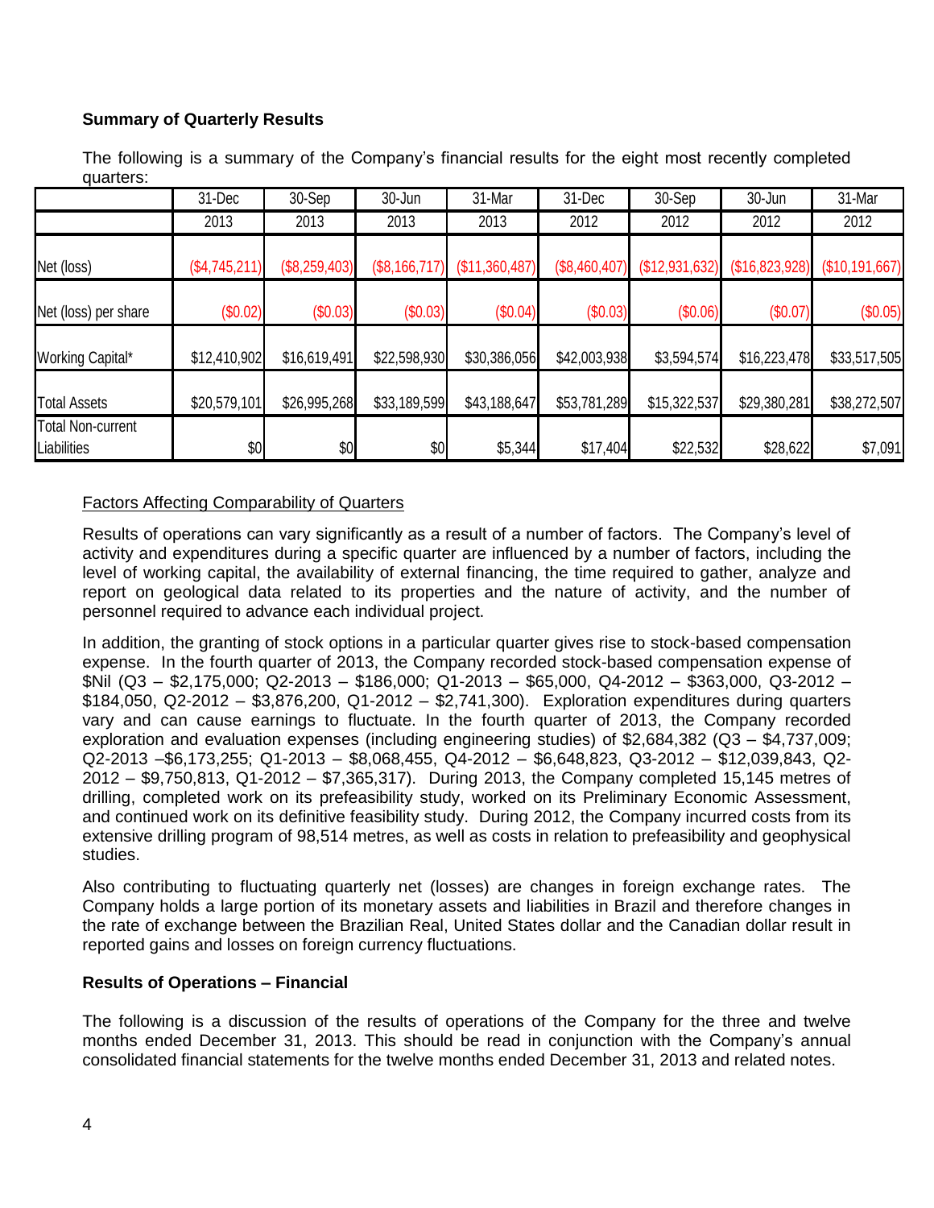**Summary of Quarterly Results**

The following is a summary of the Company's financial results for the eight most recently completed quarters:

| | 31-Dec | 30-Sep | 30-Jun | 31-Mar | 31-Dec | 30-Sep | 30-Jun | 31-Mar |
|---|---|---|---|---|---|---|---|---|
| | 2013 | 2013 | 2013 | 2013 | 2012 | 2012 | 2012 | 2012 |
| Net (loss) | ($4,745,211) | ($8,259,403) | ($8,166,717) | ($11,360,487) | ($8,460,407) | ($12,931,632) | ($16,823,928) | ($10,191,667) |
| Net (loss) per share | ($0.02) | ($0.03) | ($0.03) | ($0.04) | ($0.03) | ($0.06) | ($0.07) | ($0.05) |
| Working Capital* | $12,410,902 | $16,619,491 | $22,598,930 | $30,386,056 | $42,003,938 | $3,594,574 | $16,223,478 | $33,517,505 |
| Total Assets | $20,579,101 | $26,995,268 | $33,189,599 | $43,188,647 | $53,781,289 | $15,322,537 | $29,380,281 | $38,272,507 |
| Total Non-current Liabilities | $0 | $0 | $0 | $5,344 | $17,404 | $22,532 | $28,622 | $7,091 |

Factors Affecting Comparability of Quarters

Results of operations can vary significantly as a result of a number of factors. The Company's level of activity and expenditures during a specific quarter are influenced by a number of factors, including the level of working capital, the availability of external financing, the time required to gather, analyze and report on geological data related to its properties and the nature of activity, and the number of personnel required to advance each individual project.

In addition, the granting of stock options in a particular quarter gives rise to stock-based compensation expense. In the fourth quarter of 2013, the Company recorded stock-based compensation expense of $Nil (Q3 – $2,175,000; Q2-2013 – $186,000; Q1-2013 – $65,000, Q4-2012 – $363,000, Q3-2012 – $184,050, Q2-2012 – $3,876,200, Q1-2012 – $2,741,300). Exploration expenditures during quarters vary and can cause earnings to fluctuate. In the fourth quarter of 2013, the Company recorded exploration and evaluation expenses (including engineering studies) of $2,684,382 (Q3 – $4,737,009; Q2-2013 –$6,173,255; Q1-2013 – $8,068,455, Q4-2012 – $6,648,823, Q3-2012 – $12,039,843, Q2-2012 – $9,750,813, Q1-2012 – $7,365,317). During 2013, the Company completed 15,145 metres of drilling, completed work on its prefeasibility study, worked on its Preliminary Economic Assessment, and continued work on its definitive feasibility study. During 2012, the Company incurred costs from its extensive drilling program of 98,514 metres, as well as costs in relation to prefeasibility and geophysical studies.

Also contributing to fluctuating quarterly net (losses) are changes in foreign exchange rates. The Company holds a large portion of its monetary assets and liabilities in Brazil and therefore changes in the rate of exchange between the Brazilian Real, United States dollar and the Canadian dollar result in reported gains and losses on foreign currency fluctuations.

**Results of Operations – Financial**

The following is a discussion of the results of operations of the Company for the three and twelve months ended December 31, 2013. This should be read in conjunction with the Company's annual consolidated financial statements for the twelve months ended December 31, 2013 and related notes.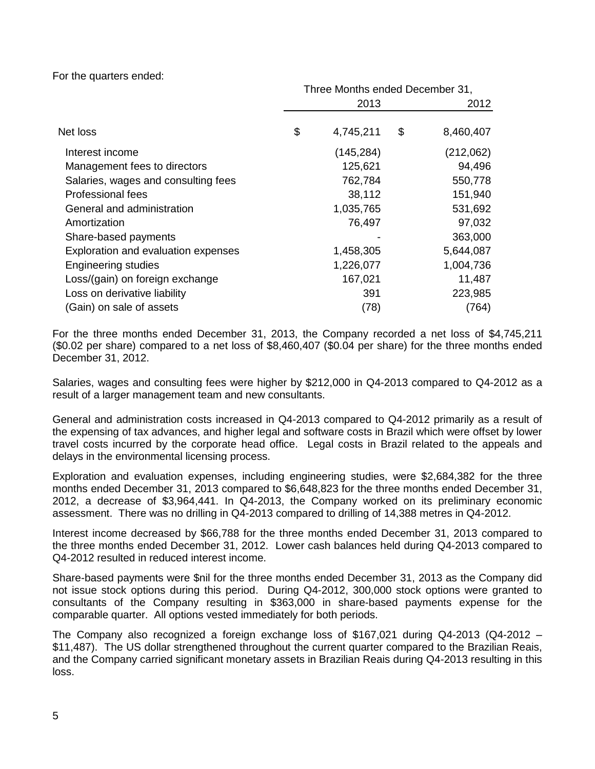For the quarters ended:

| | Three Months ended December 31, | |
|---|---|---|
| | 2013 | 2012 |
| Net loss | $ 4,745,211 | $ 8,460,407 |
| Interest income | (145,284) | (212,062) |
| Management fees to directors | 125,621 | 94,496 |
| Salaries, wages and consulting fees | 762,784 | 550,778 |
| Professional fees | 38,112 | 151,940 |
| General and administration | 1,035,765 | 531,692 |
| Amortization | 76,497 | 97,032 |
| Share-based payments | - | 363,000 |
| Exploration and evaluation expenses | 1,458,305 | 5,644,087 |
| Engineering studies | 1,226,077 | 1,004,736 |
| Loss/(gain) on foreign exchange | 167,021 | 11,487 |
| Loss on derivative liability | 391 | 223,985 |
| (Gain) on sale of assets | (78) | (764) |

For the three months ended December 31, 2013, the Company recorded a net loss of $4,745,211 ($0.02 per share) compared to a net loss of $8,460,407 ($0.04 per share) for the three months ended December 31, 2012.

Salaries, wages and consulting fees were higher by $212,000 in Q4-2013 compared to Q4-2012 as a result of a larger management team and new consultants.

General and administration costs increased in Q4-2013 compared to Q4-2012 primarily as a result of the expensing of tax advances, and higher legal and software costs in Brazil which were offset by lower travel costs incurred by the corporate head office. Legal costs in Brazil related to the appeals and delays in the environmental licensing process.

Exploration and evaluation expenses, including engineering studies, were $2,684,382 for the three months ended December 31, 2013 compared to $6,648,823 for the three months ended December 31, 2012, a decrease of $3,964,441. In Q4-2013, the Company worked on its preliminary economic assessment. There was no drilling in Q4-2013 compared to drilling of 14,388 metres in Q4-2012.

Interest income decreased by $66,788 for the three months ended December 31, 2013 compared to the three months ended December 31, 2012. Lower cash balances held during Q4-2013 compared to Q4-2012 resulted in reduced interest income.

Share-based payments were $nil for the three months ended December 31, 2013 as the Company did not issue stock options during this period. During Q4-2012, 300,000 stock options were granted to consultants of the Company resulting in $363,000 in share-based payments expense for the comparable quarter. All options vested immediately for both periods.

The Company also recognized a foreign exchange loss of $167,021 during Q4-2013 (Q4-2012 – $11,487). The US dollar strengthened throughout the current quarter compared to the Brazilian Reais, and the Company carried significant monetary assets in Brazilian Reais during Q4-2013 resulting in this loss.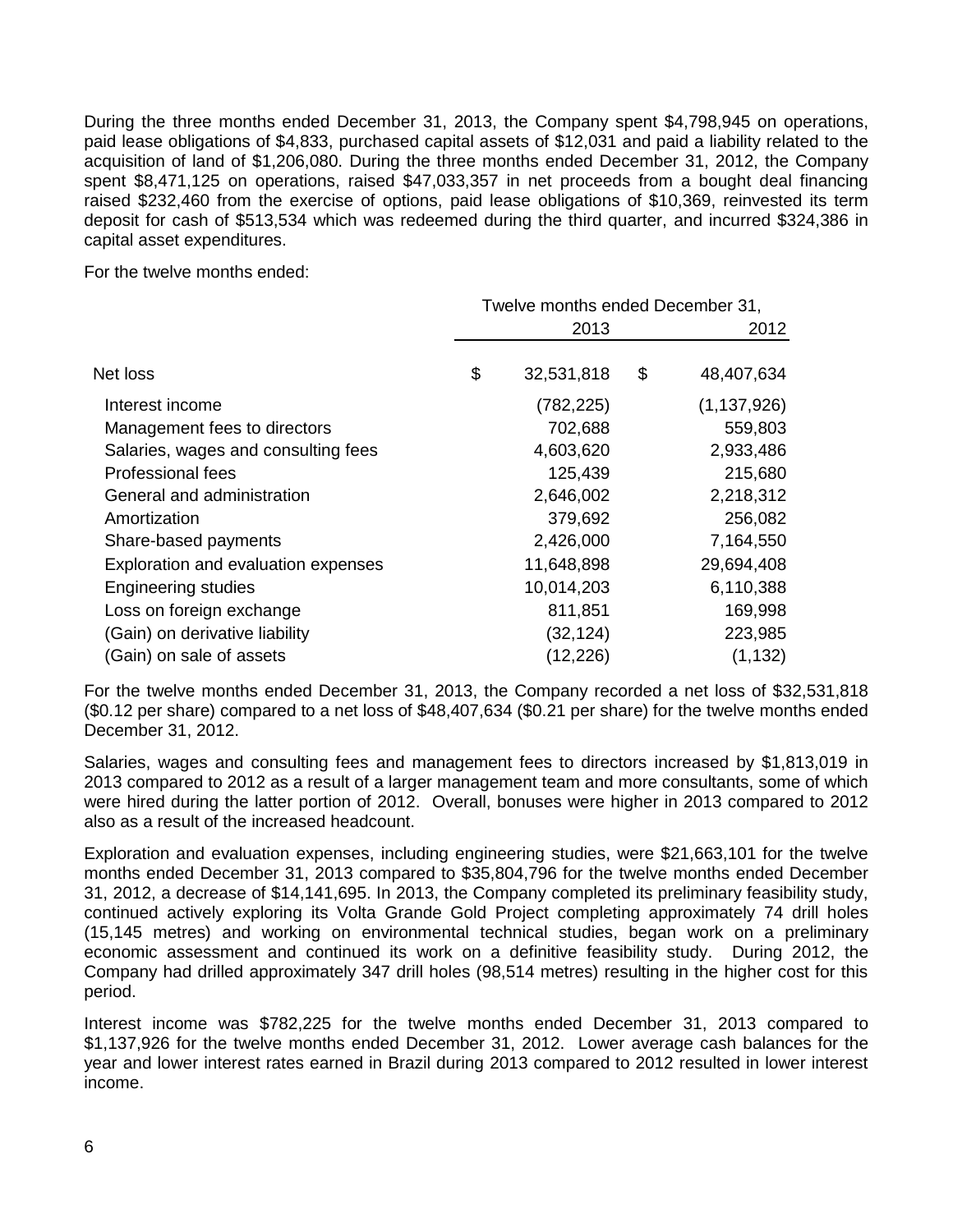During the three months ended December 31, 2013, the Company spent $4,798,945 on operations, paid lease obligations of $4,833, purchased capital assets of $12,031 and paid a liability related to the acquisition of land of $1,206,080. During the three months ended December 31, 2012, the Company spent $8,471,125 on operations, raised $47,033,357 in net proceeds from a bought deal financing raised $232,460 from the exercise of options, paid lease obligations of $10,369, reinvested its term deposit for cash of $513,534 which was redeemed during the third quarter, and incurred $324,386 in capital asset expenditures.

For the twelve months ended:

| | Twelve months ended December 31, | |
|---|---|---|
| | 2013 | 2012 |
| Net loss | $ 32,531,818 | $ 48,407,634 |
| Interest income | (782,225) | (1,137,926) |
| Management fees to directors | 702,688 | 559,803 |
| Salaries, wages and consulting fees | 4,603,620 | 2,933,486 |
| Professional fees | 125,439 | 215,680 |
| General and administration | 2,646,002 | 2,218,312 |
| Amortization | 379,692 | 256,082 |
| Share-based payments | 2,426,000 | 7,164,550 |
| Exploration and evaluation expenses | 11,648,898 | 29,694,408 |
| Engineering studies | 10,014,203 | 6,110,388 |
| Loss on foreign exchange | 811,851 | 169,998 |
| (Gain) on derivative liability | (32,124) | 223,985 |
| (Gain) on sale of assets | (12,226) | (1,132) |

For the twelve months ended December 31, 2013, the Company recorded a net loss of $32,531,818 ($0.12 per share) compared to a net loss of $48,407,634 ($0.21 per share) for the twelve months ended December 31, 2012.

Salaries, wages and consulting fees and management fees to directors increased by $1,813,019 in 2013 compared to 2012 as a result of a larger management team and more consultants, some of which were hired during the latter portion of 2012. Overall, bonuses were higher in 2013 compared to 2012 also as a result of the increased headcount.

Exploration and evaluation expenses, including engineering studies, were $21,663,101 for the twelve months ended December 31, 2013 compared to $35,804,796 for the twelve months ended December 31, 2012, a decrease of $14,141,695. In 2013, the Company completed its preliminary feasibility study, continued actively exploring its Volta Grande Gold Project completing approximately 74 drill holes (15,145 metres) and working on environmental technical studies, began work on a preliminary economic assessment and continued its work on a definitive feasibility study. During 2012, the Company had drilled approximately 347 drill holes (98,514 metres) resulting in the higher cost for this period.

Interest income was $782,225 for the twelve months ended December 31, 2013 compared to $1,137,926 for the twelve months ended December 31, 2012. Lower average cash balances for the year and lower interest rates earned in Brazil during 2013 compared to 2012 resulted in lower interest income.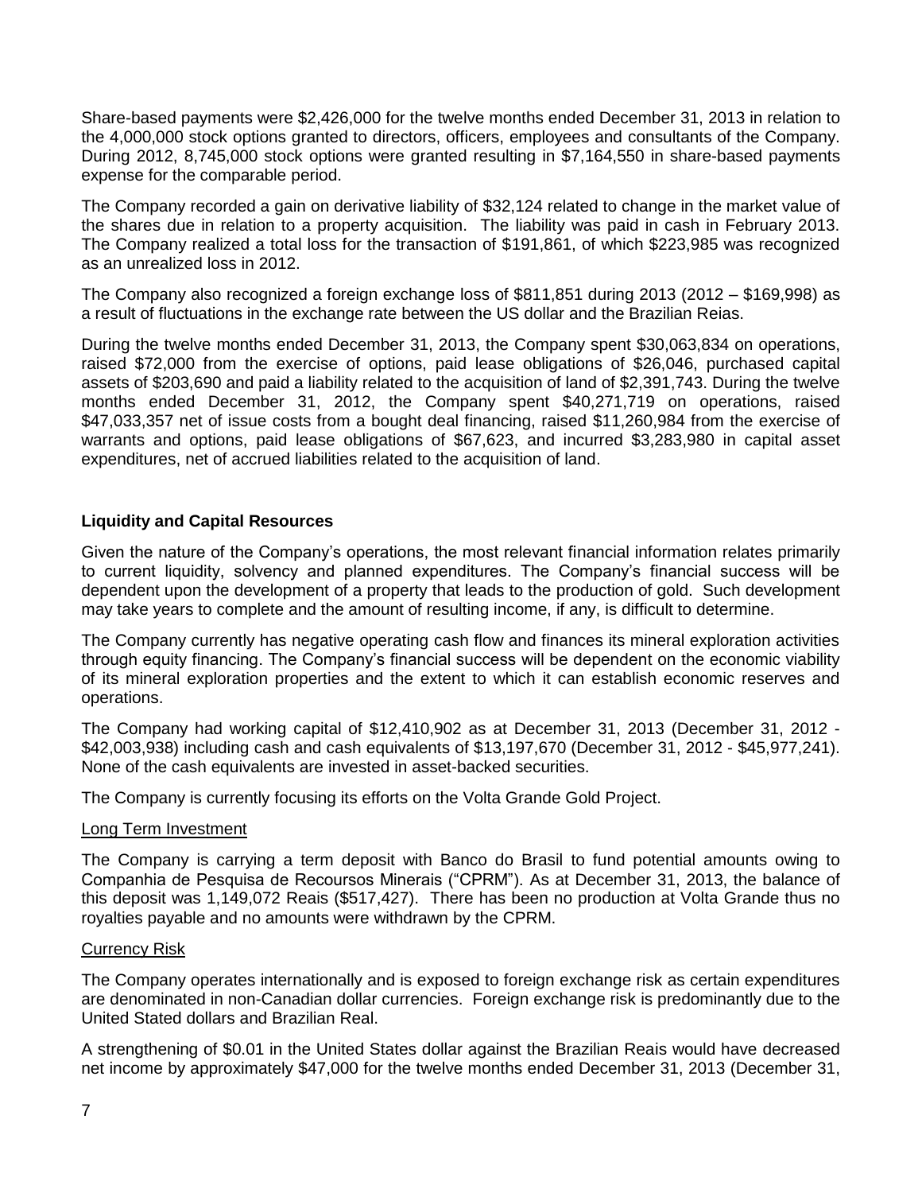Share-based payments were $2,426,000 for the twelve months ended December 31, 2013 in relation to the 4,000,000 stock options granted to directors, officers, employees and consultants of the Company. During 2012, 8,745,000 stock options were granted resulting in $7,164,550 in share-based payments expense for the comparable period.

The Company recorded a gain on derivative liability of $32,124 related to change in the market value of the shares due in relation to a property acquisition. The liability was paid in cash in February 2013. The Company realized a total loss for the transaction of $191,861, of which $223,985 was recognized as an unrealized loss in 2012.

The Company also recognized a foreign exchange loss of $811,851 during 2013 (2012 – $169,998) as a result of fluctuations in the exchange rate between the US dollar and the Brazilian Reias.

During the twelve months ended December 31, 2013, the Company spent $30,063,834 on operations, raised $72,000 from the exercise of options, paid lease obligations of $26,046, purchased capital assets of $203,690 and paid a liability related to the acquisition of land of $2,391,743. During the twelve months ended December 31, 2012, the Company spent $40,271,719 on operations, raised $47,033,357 net of issue costs from a bought deal financing, raised $11,260,984 from the exercise of warrants and options, paid lease obligations of $67,623, and incurred $3,283,980 in capital asset expenditures, net of accrued liabilities related to the acquisition of land.

## Liquidity and Capital Resources

Given the nature of the Company's operations, the most relevant financial information relates primarily to current liquidity, solvency and planned expenditures. The Company's financial success will be dependent upon the development of a property that leads to the production of gold. Such development may take years to complete and the amount of resulting income, if any, is difficult to determine.

The Company currently has negative operating cash flow and finances its mineral exploration activities through equity financing. The Company's financial success will be dependent on the economic viability of its mineral exploration properties and the extent to which it can establish economic reserves and operations.

The Company had working capital of $12,410,902 as at December 31, 2013 (December 31, 2012 - $42,003,938) including cash and cash equivalents of $13,197,670 (December 31, 2012 - $45,977,241). None of the cash equivalents are invested in asset-backed securities.

The Company is currently focusing its efforts on the Volta Grande Gold Project.

### Long Term Investment

The Company is carrying a term deposit with Banco do Brasil to fund potential amounts owing to Companhia de Pesquisa de Recoursos Minerais ("CPRM"). As at December 31, 2013, the balance of this deposit was 1,149,072 Reais ($517,427). There has been no production at Volta Grande thus no royalties payable and no amounts were withdrawn by the CPRM.

### Currency Risk

The Company operates internationally and is exposed to foreign exchange risk as certain expenditures are denominated in non-Canadian dollar currencies. Foreign exchange risk is predominantly due to the United Stated dollars and Brazilian Real.

A strengthening of $0.01 in the United States dollar against the Brazilian Reais would have decreased net income by approximately $47,000 for the twelve months ended December 31, 2013 (December 31,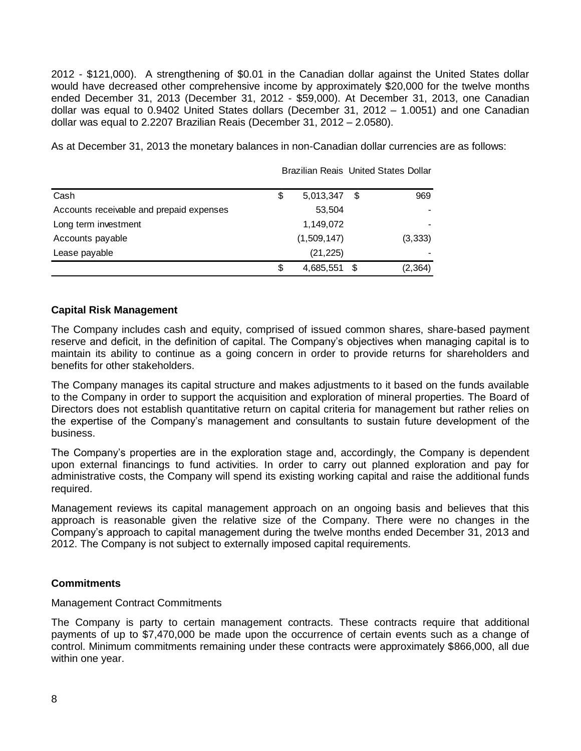2012 - $121,000). A strengthening of $0.01 in the Canadian dollar against the United States dollar would have decreased other comprehensive income by approximately $20,000 for the twelve months ended December 31, 2013 (December 31, 2012 - $59,000). At December 31, 2013, one Canadian dollar was equal to 0.9402 United States dollars (December 31, 2012 – 1.0051) and one Canadian dollar was equal to 2.2207 Brazilian Reais (December 31, 2012 – 2.0580).

As at December 31, 2013 the monetary balances in non-Canadian dollar currencies are as follows:

| | Brazilian Reais | United States Dollar |
|---|---|---|
| Cash | $ 5,013,347 | $ 969 |
| Accounts receivable and prepaid expenses | 53,504 | - |
| Long term investment | 1,149,072 | - |
| Accounts payable | (1,509,147) | (3,333) |
| Lease payable | (21,225) | - |
| | $ 4,685,551 | $ (2,364) |

**Capital Risk Management**

The Company includes cash and equity, comprised of issued common shares, share-based payment reserve and deficit, in the definition of capital. The Company's objectives when managing capital is to maintain its ability to continue as a going concern in order to provide returns for shareholders and benefits for other stakeholders.

The Company manages its capital structure and makes adjustments to it based on the funds available to the Company in order to support the acquisition and exploration of mineral properties. The Board of Directors does not establish quantitative return on capital criteria for management but rather relies on the expertise of the Company's management and consultants to sustain future development of the business.

The Company's properties are in the exploration stage and, accordingly, the Company is dependent upon external financings to fund activities. In order to carry out planned exploration and pay for administrative costs, the Company will spend its existing working capital and raise the additional funds required.

Management reviews its capital management approach on an ongoing basis and believes that this approach is reasonable given the relative size of the Company. There were no changes in the Company's approach to capital management during the twelve months ended December 31, 2013 and 2012. The Company is not subject to externally imposed capital requirements.

**Commitments**

Management Contract Commitments

The Company is party to certain management contracts. These contracts require that additional payments of up to $7,470,000 be made upon the occurrence of certain events such as a change of control. Minimum commitments remaining under these contracts were approximately $866,000, all due within one year.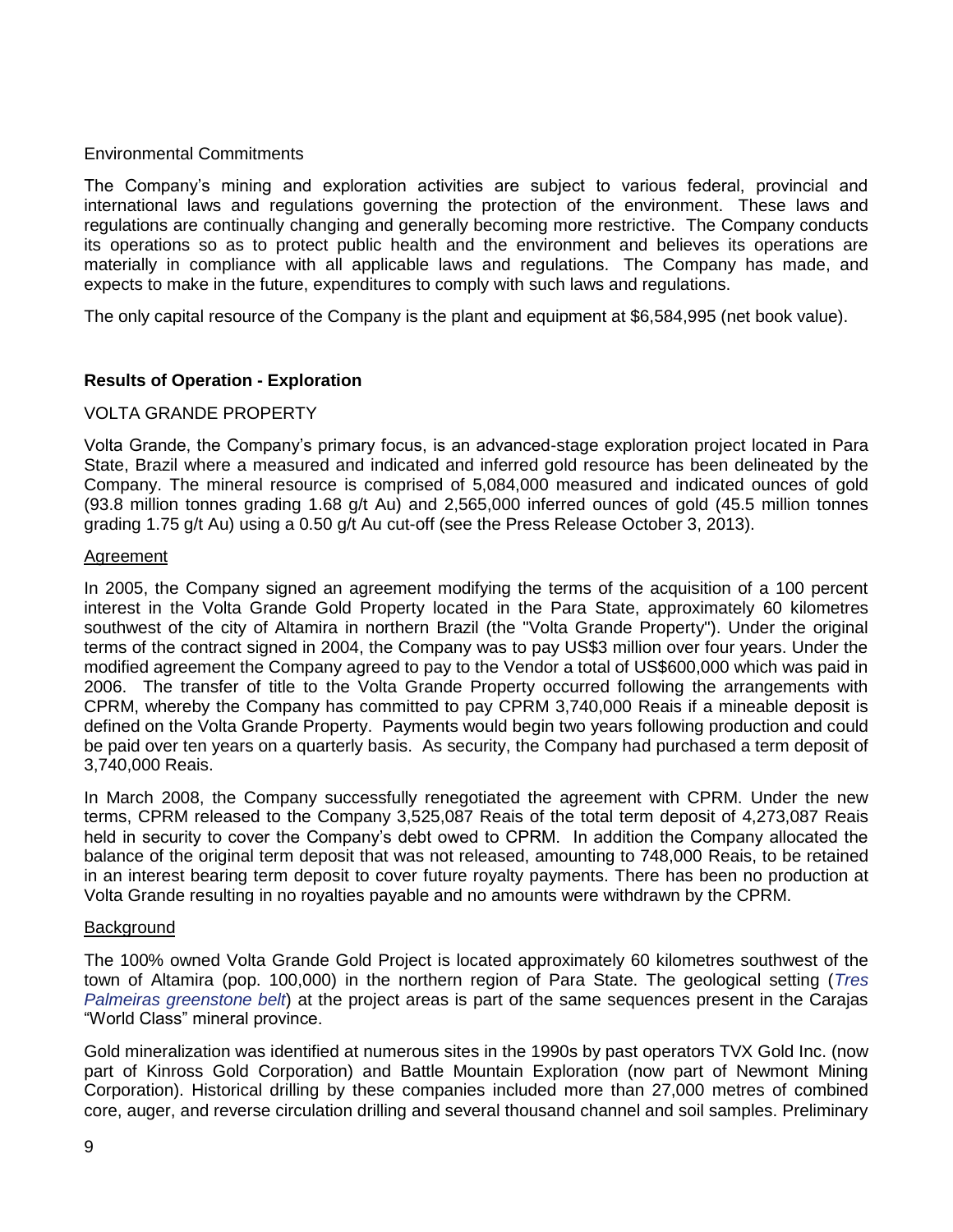Environmental Commitments

The Company's mining and exploration activities are subject to various federal, provincial and international laws and regulations governing the protection of the environment. These laws and regulations are continually changing and generally becoming more restrictive. The Company conducts its operations so as to protect public health and the environment and believes its operations are materially in compliance with all applicable laws and regulations. The Company has made, and expects to make in the future, expenditures to comply with such laws and regulations.

The only capital resource of the Company is the plant and equipment at $6,584,995 (net book value).

## Results of Operation - Exploration

VOLTA GRANDE PROPERTY

Volta Grande, the Company's primary focus, is an advanced-stage exploration project located in Para State, Brazil where a measured and indicated and inferred gold resource has been delineated by the Company. The mineral resource is comprised of 5,084,000 measured and indicated ounces of gold (93.8 million tonnes grading 1.68 g/t Au) and 2,565,000 inferred ounces of gold (45.5 million tonnes grading 1.75 g/t Au) using a 0.50 g/t Au cut-off (see the Press Release October 3, 2013).

Agreement

In 2005, the Company signed an agreement modifying the terms of the acquisition of a 100 percent interest in the Volta Grande Gold Property located in the Para State, approximately 60 kilometres southwest of the city of Altamira in northern Brazil (the "Volta Grande Property"). Under the original terms of the contract signed in 2004, the Company was to pay US$3 million over four years. Under the modified agreement the Company agreed to pay to the Vendor a total of US$600,000 which was paid in 2006. The transfer of title to the Volta Grande Property occurred following the arrangements with CPRM, whereby the Company has committed to pay CPRM 3,740,000 Reais if a mineable deposit is defined on the Volta Grande Property. Payments would begin two years following production and could be paid over ten years on a quarterly basis. As security, the Company had purchased a term deposit of 3,740,000 Reais.

In March 2008, the Company successfully renegotiated the agreement with CPRM. Under the new terms, CPRM released to the Company 3,525,087 Reais of the total term deposit of 4,273,087 Reais held in security to cover the Company's debt owed to CPRM. In addition the Company allocated the balance of the original term deposit that was not released, amounting to 748,000 Reais, to be retained in an interest bearing term deposit to cover future royalty payments. There has been no production at Volta Grande resulting in no royalties payable and no amounts were withdrawn by the CPRM.

Background

The 100% owned Volta Grande Gold Project is located approximately 60 kilometres southwest of the town of Altamira (pop. 100,000) in the northern region of Para State. The geological setting (*Tres Palmeiras greenstone belt*) at the project areas is part of the same sequences present in the Carajas "World Class" mineral province.

Gold mineralization was identified at numerous sites in the 1990s by past operators TVX Gold Inc. (now part of Kinross Gold Corporation) and Battle Mountain Exploration (now part of Newmont Mining Corporation). Historical drilling by these companies included more than 27,000 metres of combined core, auger, and reverse circulation drilling and several thousand channel and soil samples. Preliminary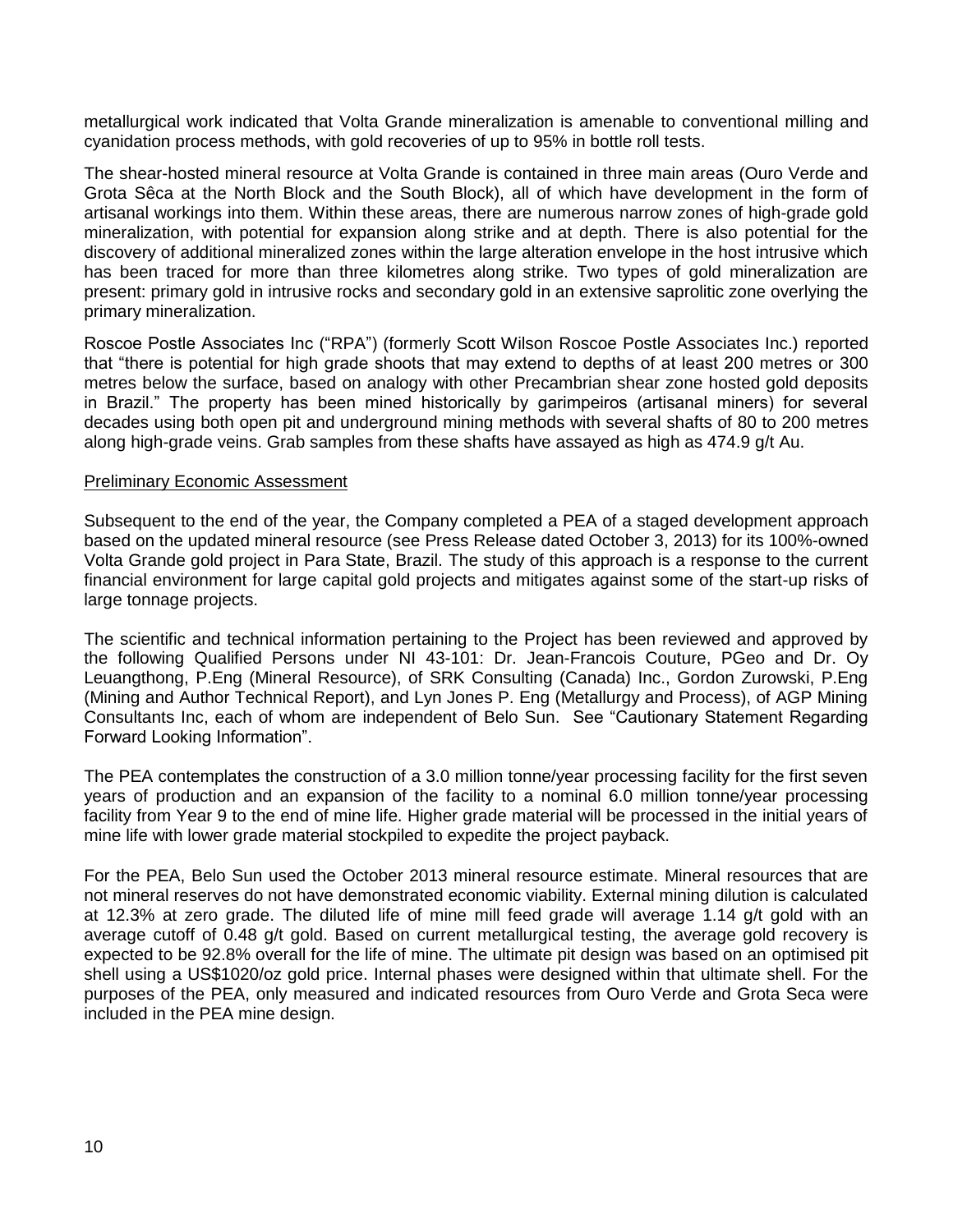metallurgical work indicated that Volta Grande mineralization is amenable to conventional milling and cyanidation process methods, with gold recoveries of up to 95% in bottle roll tests.

The shear-hosted mineral resource at Volta Grande is contained in three main areas (Ouro Verde and Grota Sêca at the North Block and the South Block), all of which have development in the form of artisanal workings into them. Within these areas, there are numerous narrow zones of high-grade gold mineralization, with potential for expansion along strike and at depth. There is also potential for the discovery of additional mineralized zones within the large alteration envelope in the host intrusive which has been traced for more than three kilometres along strike. Two types of gold mineralization are present: primary gold in intrusive rocks and secondary gold in an extensive saprolitic zone overlying the primary mineralization.

Roscoe Postle Associates Inc ("RPA") (formerly Scott Wilson Roscoe Postle Associates Inc.) reported that "there is potential for high grade shoots that may extend to depths of at least 200 metres or 300 metres below the surface, based on analogy with other Precambrian shear zone hosted gold deposits in Brazil." The property has been mined historically by garimpeiros (artisanal miners) for several decades using both open pit and underground mining methods with several shafts of 80 to 200 metres along high-grade veins. Grab samples from these shafts have assayed as high as 474.9 g/t Au.

## Preliminary Economic Assessment

Subsequent to the end of the year, the Company completed a PEA of a staged development approach based on the updated mineral resource (see Press Release dated October 3, 2013) for its 100%-owned Volta Grande gold project in Para State, Brazil. The study of this approach is a response to the current financial environment for large capital gold projects and mitigates against some of the start-up risks of large tonnage projects.

The scientific and technical information pertaining to the Project has been reviewed and approved by the following Qualified Persons under NI 43-101: Dr. Jean-Francois Couture, PGeo and Dr. Oy Leuangthong, P.Eng (Mineral Resource), of SRK Consulting (Canada) Inc., Gordon Zurowski, P.Eng (Mining and Author Technical Report), and Lyn Jones P. Eng (Metallurgy and Process), of AGP Mining Consultants Inc, each of whom are independent of Belo Sun. See "Cautionary Statement Regarding Forward Looking Information".

The PEA contemplates the construction of a 3.0 million tonne/year processing facility for the first seven years of production and an expansion of the facility to a nominal 6.0 million tonne/year processing facility from Year 9 to the end of mine life. Higher grade material will be processed in the initial years of mine life with lower grade material stockpiled to expedite the project payback.

For the PEA, Belo Sun used the October 2013 mineral resource estimate. Mineral resources that are not mineral reserves do not have demonstrated economic viability. External mining dilution is calculated at 12.3% at zero grade. The diluted life of mine mill feed grade will average 1.14 g/t gold with an average cutoff of 0.48 g/t gold. Based on current metallurgical testing, the average gold recovery is expected to be 92.8% overall for the life of mine. The ultimate pit design was based on an optimised pit shell using a US$1020/oz gold price. Internal phases were designed within that ultimate shell. For the purposes of the PEA, only measured and indicated resources from Ouro Verde and Grota Seca were included in the PEA mine design.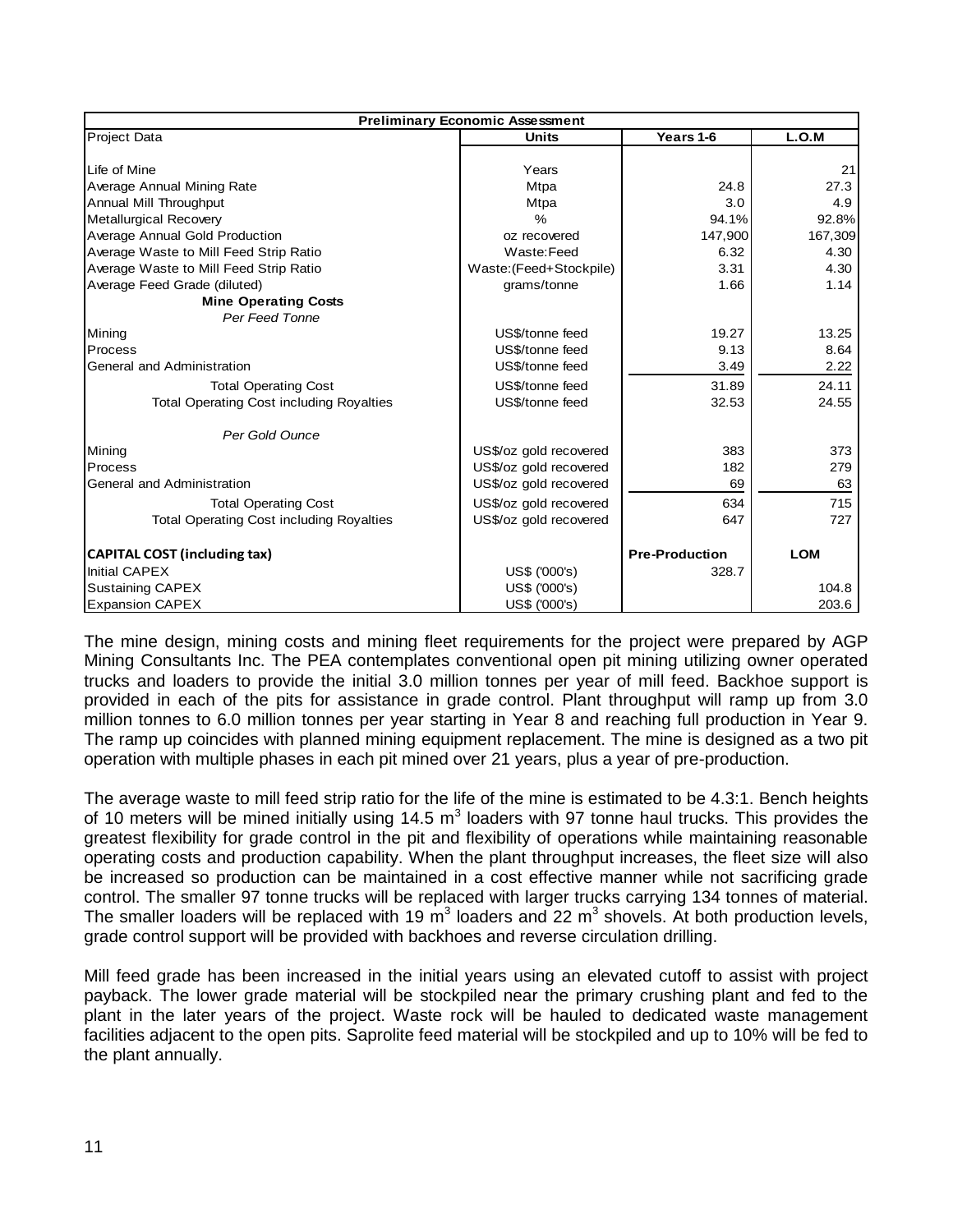| Preliminary Economic Assessment | | | |
|---|---|---|---|
| Project Data | Units | Years 1-6 | L.O.M |
| Life of Mine | Years | | 21 |
| Average Annual Mining Rate | Mtpa | 24.8 | 27.3 |
| Annual Mill Throughput | Mtpa | 3.0 | 4.9 |
| Metallurgical Recovery | % | 94.1% | 92.8% |
| Average Annual Gold Production | oz recovered | 147,900 | 167,309 |
| Average Waste to Mill Feed Strip Ratio | Waste:Feed | 6.32 | 4.30 |
| Average Waste to Mill Feed Strip Ratio | Waste:(Feed+Stockpile) | 3.31 | 4.30 |
| Average Feed Grade (diluted) | grams/tonne | 1.66 | 1.14 |
| **Mine Operating Costs** | | | |
| *Per Feed Tonne* | | | |
| Mining | US$/tonne feed | 19.27 | 13.25 |
| Process | US$/tonne feed | 9.13 | 8.64 |
| General and Administration | US$/tonne feed | 3.49 | 2.22 |
| Total Operating Cost | US$/tonne feed | 31.89 | 24.11 |
| Total Operating Cost including Royalties | US$/tonne feed | 32.53 | 24.55 |
| *Per Gold Ounce* | | | |
| Mining | US$/oz gold recovered | 383 | 373 |
| Process | US$/oz gold recovered | 182 | 279 |
| General and Administration | US$/oz gold recovered | 69 | 63 |
| Total Operating Cost | US$/oz gold recovered | 634 | 715 |
| Total Operating Cost including Royalties | US$/oz gold recovered | 647 | 727 |
| **CAPITAL COST (including tax)** | | **Pre-Production** | **LOM** |
| Initial CAPEX | US$ ('000's) | 328.7 | |
| Sustaining CAPEX | US$ ('000's) | | 104.8 |
| Expansion CAPEX | US$ ('000's) | | 203.6 |

The mine design, mining costs and mining fleet requirements for the project were prepared by AGP Mining Consultants Inc. The PEA contemplates conventional open pit mining utilizing owner operated trucks and loaders to provide the initial 3.0 million tonnes per year of mill feed. Backhoe support is provided in each of the pits for assistance in grade control. Plant throughput will ramp up from 3.0 million tonnes to 6.0 million tonnes per year starting in Year 8 and reaching full production in Year 9. The ramp up coincides with planned mining equipment replacement. The mine is designed as a two pit operation with multiple phases in each pit mined over 21 years, plus a year of pre-production.

The average waste to mill feed strip ratio for the life of the mine is estimated to be 4.3:1. Bench heights of 10 meters will be mined initially using 14.5 $m^3$ loaders with 97 tonne haul trucks. This provides the greatest flexibility for grade control in the pit and flexibility of operations while maintaining reasonable operating costs and production capability. When the plant throughput increases, the fleet size will also be increased so production can be maintained in a cost effective manner while not sacrificing grade control. The smaller 97 tonne trucks will be replaced with larger trucks carrying 134 tonnes of material. The smaller loaders will be replaced with 19 $m^3$ loaders and 22 $m^3$ shovels. At both production levels, grade control support will be provided with backhoes and reverse circulation drilling.

Mill feed grade has been increased in the initial years using an elevated cutoff to assist with project payback. The lower grade material will be stockpiled near the primary crushing plant and fed to the plant in the later years of the project. Waste rock will be hauled to dedicated waste management facilities adjacent to the open pits. Saprolite feed material will be stockpiled and up to 10% will be fed to the plant annually.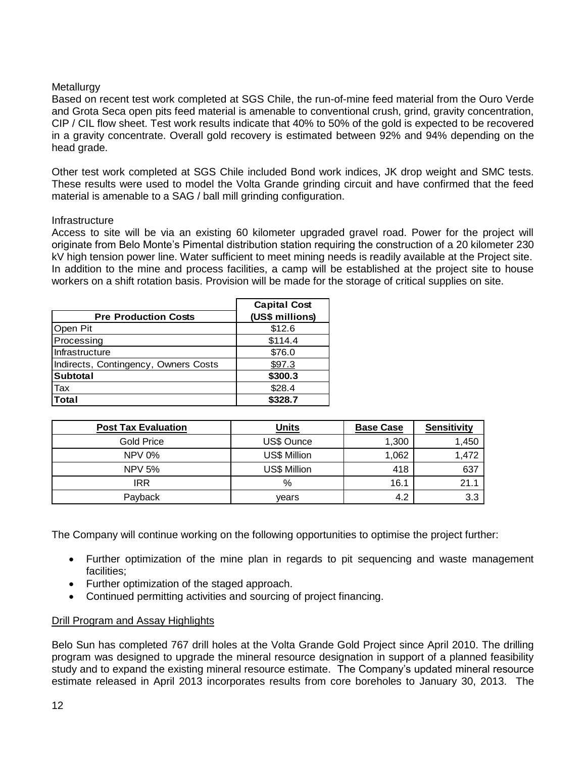Metallurgy

Based on recent test work completed at SGS Chile, the run-of-mine feed material from the Ouro Verde and Grota Seca open pits feed material is amenable to conventional crush, grind, gravity concentration, CIP / CIL flow sheet. Test work results indicate that 40% to 50% of the gold is expected to be recovered in a gravity concentrate. Overall gold recovery is estimated between 92% and 94% depending on the head grade.

Other test work completed at SGS Chile included Bond work indices, JK drop weight and SMC tests. These results were used to model the Volta Grande grinding circuit and have confirmed that the feed material is amenable to a SAG / ball mill grinding configuration.

Infrastructure

Access to site will be via an existing 60 kilometer upgraded gravel road. Power for the project will originate from Belo Monte's Pimental distribution station requiring the construction of a 20 kilometer 230 kV high tension power line. Water sufficient to meet mining needs is readily available at the Project site. In addition to the mine and process facilities, a camp will be established at the project site to house workers on a shift rotation basis. Provision will be made for the storage of critical supplies on site.

| Pre Production Costs | Capital Cost (US$ millions) |
|---|---|
| Open Pit | $12.6 |
| Processing | $114.4 |
| Infrastructure | $76.0 |
| Indirects, Contingency, Owners Costs | $97.3 |
| **Subtotal** | **$300.3** |
| Tax | $28.4 |
| **Total** | **$328.7** |

| Post Tax Evaluation | Units | Base Case | Sensitivity |
|---|---|---|---|
| Gold Price | US$ Ounce | 1,300 | 1,450 |
| NPV 0% | US$ Million | 1,062 | 1,472 |
| NPV 5% | US$ Million | 418 | 637 |
| IRR | % | 16.1 | 21.1 |
| Payback | years | 4.2 | 3.3 |

The Company will continue working on the following opportunities to optimise the project further:

- Further optimization of the mine plan in regards to pit sequencing and waste management facilities;
- Further optimization of the staged approach.
- Continued permitting activities and sourcing of project financing.

Drill Program and Assay Highlights

Belo Sun has completed 767 drill holes at the Volta Grande Gold Project since April 2010. The drilling program was designed to upgrade the mineral resource designation in support of a planned feasibility study and to expand the existing mineral resource estimate. The Company's updated mineral resource estimate released in April 2013 incorporates results from core boreholes to January 30, 2013. The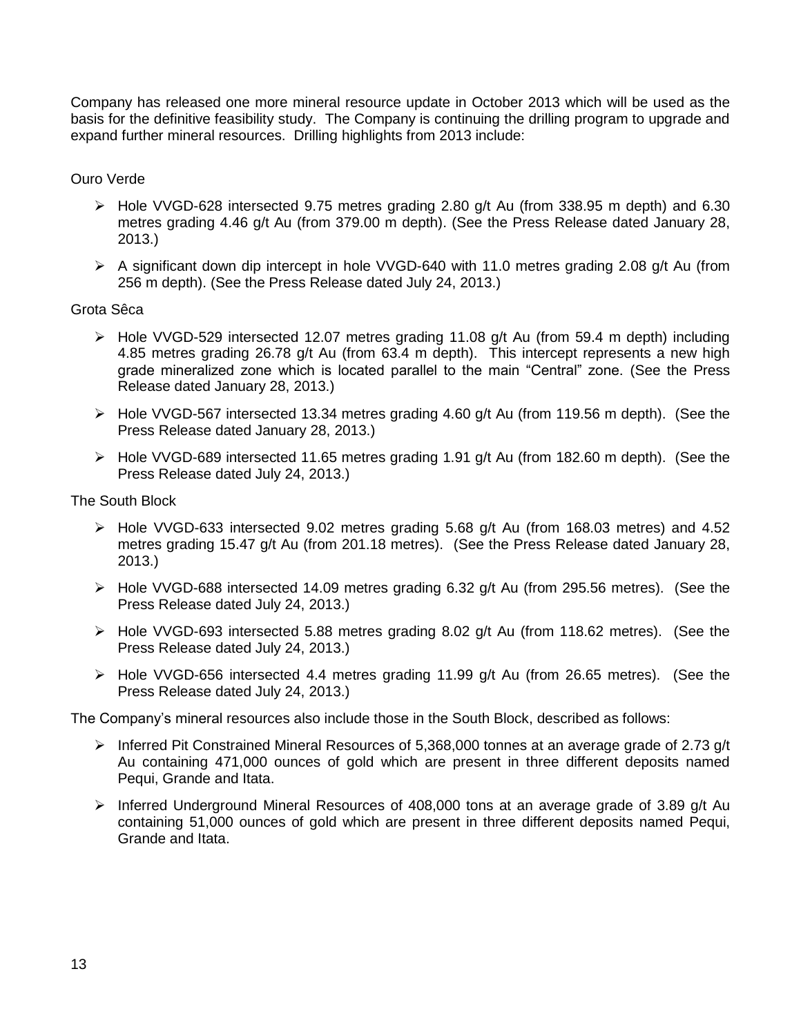Company has released one more mineral resource update in October 2013 which will be used as the basis for the definitive feasibility study. The Company is continuing the drilling program to upgrade and expand further mineral resources. Drilling highlights from 2013 include:

Ouro Verde

- Hole VVGD-628 intersected 9.75 metres grading 2.80 g/t Au (from 338.95 m depth) and 6.30 metres grading 4.46 g/t Au (from 379.00 m depth). (See the Press Release dated January 28, 2013.)
- A significant down dip intercept in hole VVGD-640 with 11.0 metres grading 2.08 g/t Au (from 256 m depth). (See the Press Release dated July 24, 2013.)

Grota Sêca

- Hole VVGD-529 intersected 12.07 metres grading 11.08 g/t Au (from 59.4 m depth) including 4.85 metres grading 26.78 g/t Au (from 63.4 m depth). This intercept represents a new high grade mineralized zone which is located parallel to the main "Central" zone. (See the Press Release dated January 28, 2013.)
- Hole VVGD-567 intersected 13.34 metres grading 4.60 g/t Au (from 119.56 m depth). (See the Press Release dated January 28, 2013.)
- Hole VVGD-689 intersected 11.65 metres grading 1.91 g/t Au (from 182.60 m depth). (See the Press Release dated July 24, 2013.)

The South Block

- Hole VVGD-633 intersected 9.02 metres grading 5.68 g/t Au (from 168.03 metres) and 4.52 metres grading 15.47 g/t Au (from 201.18 metres). (See the Press Release dated January 28, 2013.)
- Hole VVGD-688 intersected 14.09 metres grading 6.32 g/t Au (from 295.56 metres). (See the Press Release dated July 24, 2013.)
- Hole VVGD-693 intersected 5.88 metres grading 8.02 g/t Au (from 118.62 metres). (See the Press Release dated July 24, 2013.)
- Hole VVGD-656 intersected 4.4 metres grading 11.99 g/t Au (from 26.65 metres). (See the Press Release dated July 24, 2013.)

The Company's mineral resources also include those in the South Block, described as follows:

- Inferred Pit Constrained Mineral Resources of 5,368,000 tonnes at an average grade of 2.73 g/t Au containing 471,000 ounces of gold which are present in three different deposits named Pequi, Grande and Itata.
- Inferred Underground Mineral Resources of 408,000 tons at an average grade of 3.89 g/t Au containing 51,000 ounces of gold which are present in three different deposits named Pequi, Grande and Itata.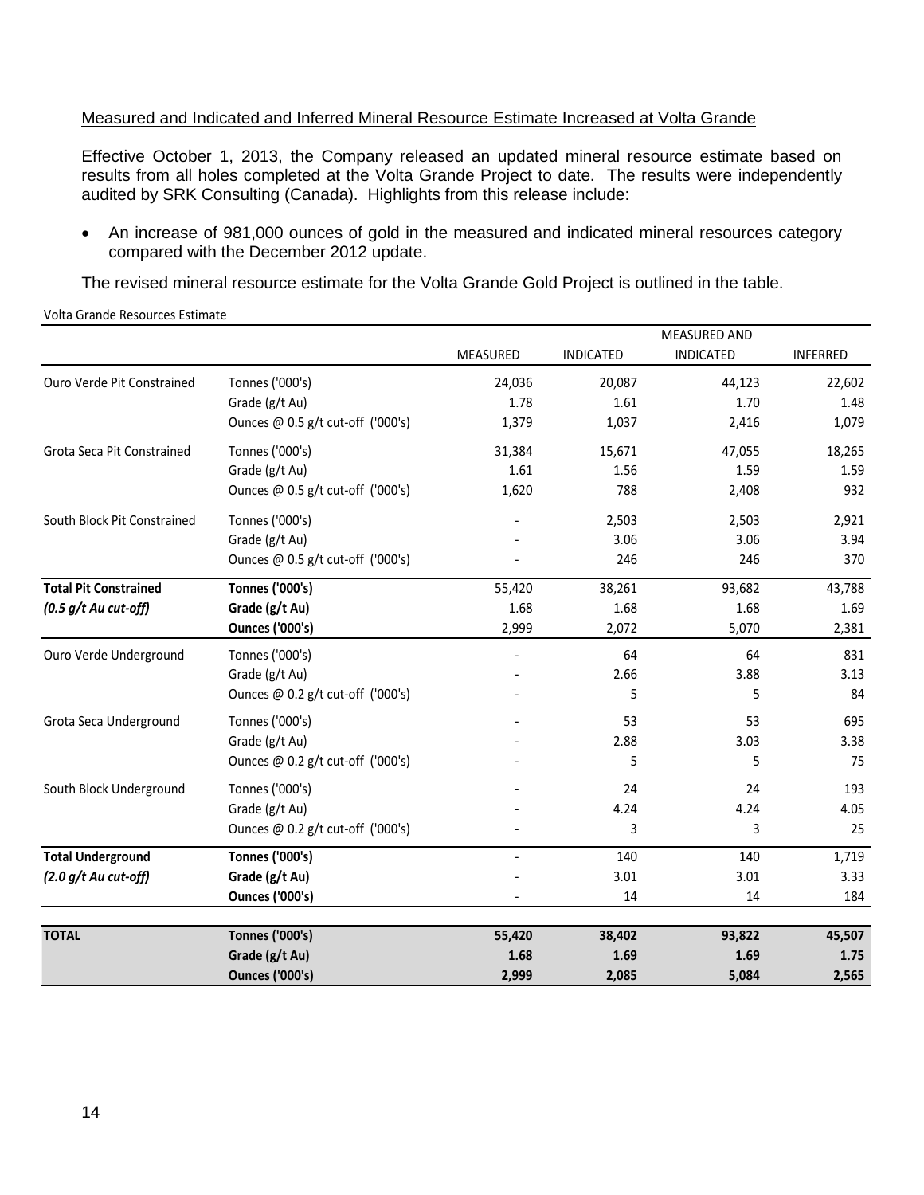Measured and Indicated and Inferred Mineral Resource Estimate Increased at Volta Grande

Effective October 1, 2013, the Company released an updated mineral resource estimate based on results from all holes completed at the Volta Grande Project to date. The results were independently audited by SRK Consulting (Canada). Highlights from this release include:

- An increase of 981,000 ounces of gold in the measured and indicated mineral resources category compared with the December 2012 update.

The revised mineral resource estimate for the Volta Grande Gold Project is outlined in the table.

Volta Grande Resources Estimate

| | | MEASURED | INDICATED | MEASURED AND INDICATED | INFERRED |
|---|---|---|---|---|---|
| Ouro Verde Pit Constrained | Tonnes ('000's) | 24,036 | 20,087 | 44,123 | 22,602 |
| | Grade (g/t Au) | 1.78 | 1.61 | 1.70 | 1.48 |
| | Ounces @ 0.5 g/t cut-off ('000's) | 1,379 | 1,037 | 2,416 | 1,079 |
| Grota Seca Pit Constrained | Tonnes ('000's) | 31,384 | 15,671 | 47,055 | 18,265 |
| | Grade (g/t Au) | 1.61 | 1.56 | 1.59 | 1.59 |
| | Ounces @ 0.5 g/t cut-off ('000's) | 1,620 | 788 | 2,408 | 932 |
| South Block Pit Constrained | Tonnes ('000's) | - | 2,503 | 2,503 | 2,921 |
| | Grade (g/t Au) | - | 3.06 | 3.06 | 3.94 |
| | Ounces @ 0.5 g/t cut-off ('000's) | - | 246 | 246 | 370 |
| **Total Pit Constrained** | **Tonnes ('000's)** | 55,420 | 38,261 | 93,682 | 43,788 |
| ***(0.5 g/t Au cut-off)*** | **Grade (g/t Au)** | 1.68 | 1.68 | 1.68 | 1.69 |
| | **Ounces ('000's)** | 2,999 | 2,072 | 5,070 | 2,381 |
| Ouro Verde Underground | Tonnes ('000's) | - | 64 | 64 | 831 |
| | Grade (g/t Au) | - | 2.66 | 3.88 | 3.13 |
| | Ounces @ 0.2 g/t cut-off ('000's) | - | 5 | 5 | 84 |
| Grota Seca Underground | Tonnes ('000's) | - | 53 | 53 | 695 |
| | Grade (g/t Au) | - | 2.88 | 3.03 | 3.38 |
| | Ounces @ 0.2 g/t cut-off ('000's) | - | 5 | 5 | 75 |
| South Block Underground | Tonnes ('000's) | - | 24 | 24 | 193 |
| | Grade (g/t Au) | - | 4.24 | 4.24 | 4.05 |
| | Ounces @ 0.2 g/t cut-off ('000's) | - | 3 | 3 | 25 |
| **Total Underground** | **Tonnes ('000's)** | - | 140 | 140 | 1,719 |
| ***(2.0 g/t Au cut-off)*** | **Grade (g/t Au)** | - | 3.01 | 3.01 | 3.33 |
| | **Ounces ('000's)** | - | 14 | 14 | 184 |
| **TOTAL** | **Tonnes ('000's)** | **55,420** | **38,402** | **93,822** | **45,507** |
| | **Grade (g/t Au)** | **1.68** | **1.69** | **1.69** | **1.75** |
| | **Ounces ('000's)** | **2,999** | **2,085** | **5,084** | **2,565** |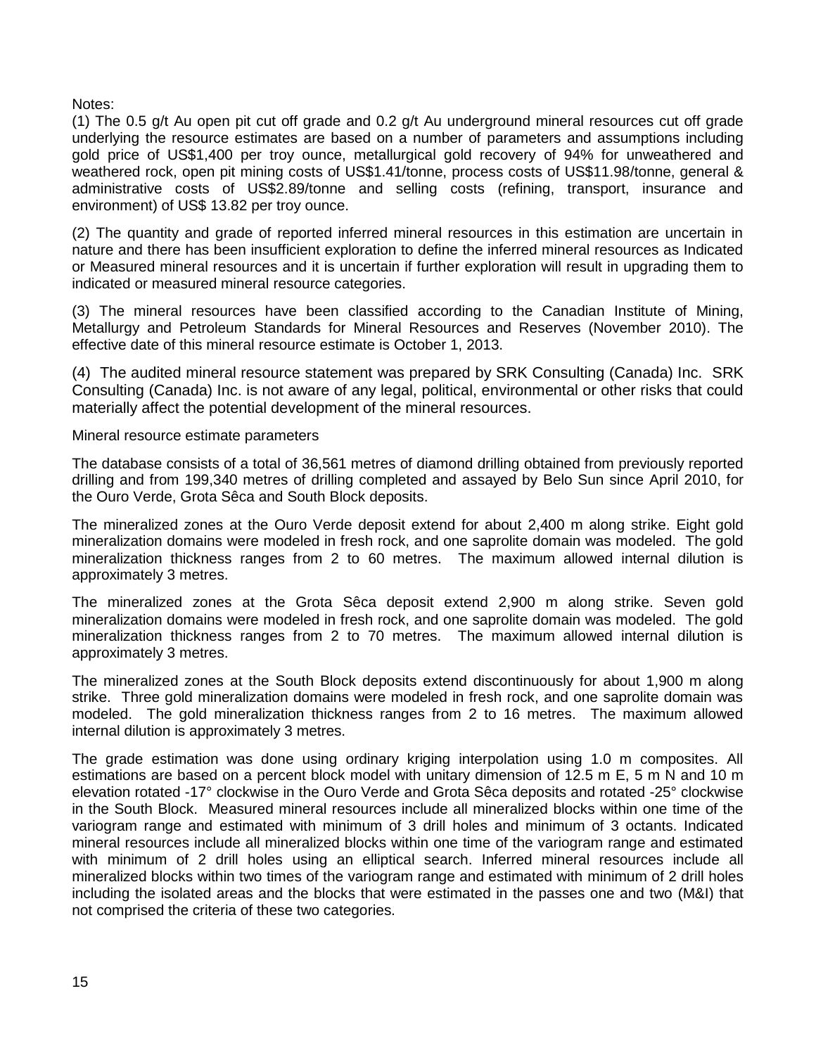Notes:

(1) The 0.5 g/t Au open pit cut off grade and 0.2 g/t Au underground mineral resources cut off grade underlying the resource estimates are based on a number of parameters and assumptions including gold price of US$1,400 per troy ounce, metallurgical gold recovery of 94% for unweathered and weathered rock, open pit mining costs of US$1.41/tonne, process costs of US$11.98/tonne, general & administrative costs of US$2.89/tonne and selling costs (refining, transport, insurance and environment) of US$ 13.82 per troy ounce.

(2) The quantity and grade of reported inferred mineral resources in this estimation are uncertain in nature and there has been insufficient exploration to define the inferred mineral resources as Indicated or Measured mineral resources and it is uncertain if further exploration will result in upgrading them to indicated or measured mineral resource categories.

(3) The mineral resources have been classified according to the Canadian Institute of Mining, Metallurgy and Petroleum Standards for Mineral Resources and Reserves (November 2010). The effective date of this mineral resource estimate is October 1, 2013.

(4) The audited mineral resource statement was prepared by SRK Consulting (Canada) Inc. SRK Consulting (Canada) Inc. is not aware of any legal, political, environmental or other risks that could materially affect the potential development of the mineral resources.

Mineral resource estimate parameters

The database consists of a total of 36,561 metres of diamond drilling obtained from previously reported drilling and from 199,340 metres of drilling completed and assayed by Belo Sun since April 2010, for the Ouro Verde, Grota Sêca and South Block deposits.

The mineralized zones at the Ouro Verde deposit extend for about 2,400 m along strike. Eight gold mineralization domains were modeled in fresh rock, and one saprolite domain was modeled. The gold mineralization thickness ranges from 2 to 60 metres. The maximum allowed internal dilution is approximately 3 metres.

The mineralized zones at the Grota Sêca deposit extend 2,900 m along strike. Seven gold mineralization domains were modeled in fresh rock, and one saprolite domain was modeled. The gold mineralization thickness ranges from 2 to 70 metres. The maximum allowed internal dilution is approximately 3 metres.

The mineralized zones at the South Block deposits extend discontinuously for about 1,900 m along strike. Three gold mineralization domains were modeled in fresh rock, and one saprolite domain was modeled. The gold mineralization thickness ranges from 2 to 16 metres. The maximum allowed internal dilution is approximately 3 metres.

The grade estimation was done using ordinary kriging interpolation using 1.0 m composites. All estimations are based on a percent block model with unitary dimension of 12.5 m E, 5 m N and 10 m elevation rotated -17° clockwise in the Ouro Verde and Grota Sêca deposits and rotated -25° clockwise in the South Block. Measured mineral resources include all mineralized blocks within one time of the variogram range and estimated with minimum of 3 drill holes and minimum of 3 octants. Indicated mineral resources include all mineralized blocks within one time of the variogram range and estimated with minimum of 2 drill holes using an elliptical search. Inferred mineral resources include all mineralized blocks within two times of the variogram range and estimated with minimum of 2 drill holes including the isolated areas and the blocks that were estimated in the passes one and two (M&I) that not comprised the criteria of these two categories.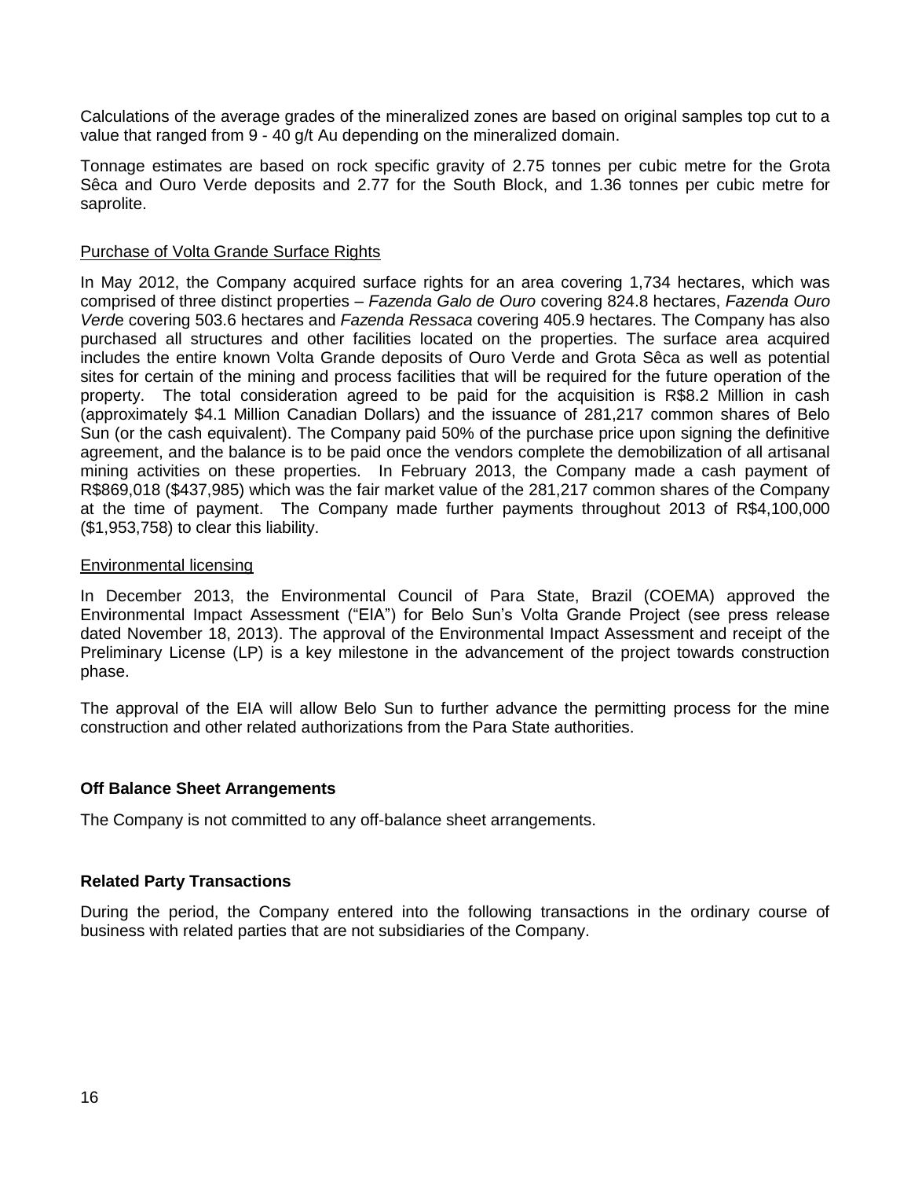Calculations of the average grades of the mineralized zones are based on original samples top cut to a value that ranged from 9 - 40 g/t Au depending on the mineralized domain.

Tonnage estimates are based on rock specific gravity of 2.75 tonnes per cubic metre for the Grota Sêca and Ouro Verde deposits and 2.77 for the South Block, and 1.36 tonnes per cubic metre for saprolite.

<u>Purchase of Volta Grande Surface Rights</u>

In May 2012, the Company acquired surface rights for an area covering 1,734 hectares, which was comprised of three distinct properties – *Fazenda Galo de Ouro* covering 824.8 hectares, *Fazenda Ouro Verde* covering 503.6 hectares and *Fazenda Ressaca* covering 405.9 hectares. The Company has also purchased all structures and other facilities located on the properties. The surface area acquired includes the entire known Volta Grande deposits of Ouro Verde and Grota Sêca as well as potential sites for certain of the mining and process facilities that will be required for the future operation of the property. The total consideration agreed to be paid for the acquisition is R$8.2 Million in cash (approximately $4.1 Million Canadian Dollars) and the issuance of 281,217 common shares of Belo Sun (or the cash equivalent). The Company paid 50% of the purchase price upon signing the definitive agreement, and the balance is to be paid once the vendors complete the demobilization of all artisanal mining activities on these properties. In February 2013, the Company made a cash payment of R$869,018 ($437,985) which was the fair market value of the 281,217 common shares of the Company at the time of payment. The Company made further payments throughout 2013 of R$4,100,000 ($1,953,758) to clear this liability.

<u>Environmental licensing</u>

In December 2013, the Environmental Council of Para State, Brazil (COEMA) approved the Environmental Impact Assessment ("EIA") for Belo Sun's Volta Grande Project (see press release dated November 18, 2013). The approval of the Environmental Impact Assessment and receipt of the Preliminary License (LP) is a key milestone in the advancement of the project towards construction phase.

The approval of the EIA will allow Belo Sun to further advance the permitting process for the mine construction and other related authorizations from the Para State authorities.

**Off Balance Sheet Arrangements**

The Company is not committed to any off-balance sheet arrangements.

**Related Party Transactions**

During the period, the Company entered into the following transactions in the ordinary course of business with related parties that are not subsidiaries of the Company.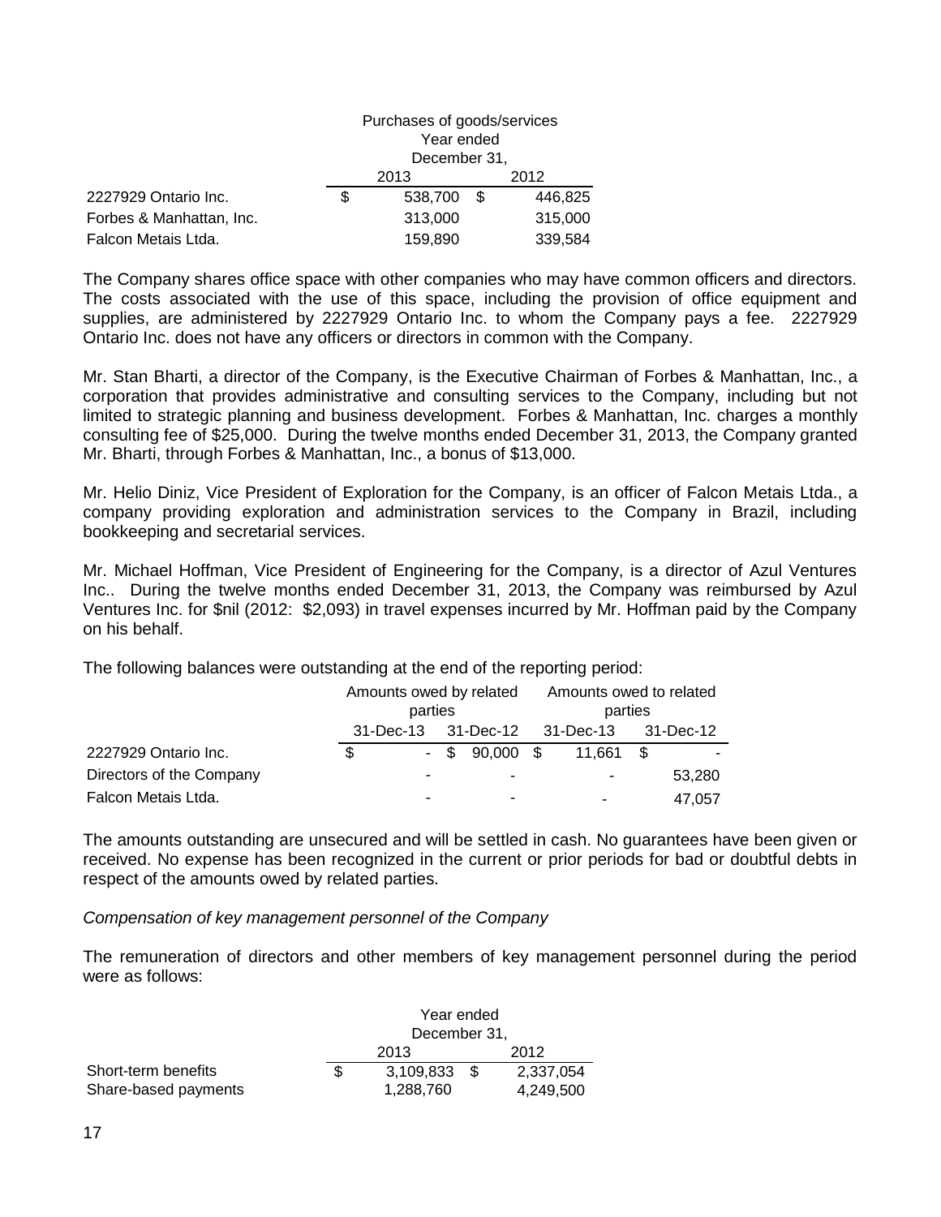| | Purchases of goods/services | |
|---|---|---|
| | Year ended December 31, | |
| | 2013 | 2012 |
| 2227929 Ontario Inc. | $ 538,700 | $ 446,825 |
| Forbes & Manhattan, Inc. | 313,000 | 315,000 |
| Falcon Metais Ltda. | 159,890 | 339,584 |

The Company shares office space with other companies who may have common officers and directors. The costs associated with the use of this space, including the provision of office equipment and supplies, are administered by 2227929 Ontario Inc. to whom the Company pays a fee. 2227929 Ontario Inc. does not have any officers or directors in common with the Company.

Mr. Stan Bharti, a director of the Company, is the Executive Chairman of Forbes & Manhattan, Inc., a corporation that provides administrative and consulting services to the Company, including but not limited to strategic planning and business development. Forbes & Manhattan, Inc. charges a monthly consulting fee of $25,000. During the twelve months ended December 31, 2013, the Company granted Mr. Bharti, through Forbes & Manhattan, Inc., a bonus of $13,000.

Mr. Helio Diniz, Vice President of Exploration for the Company, is an officer of Falcon Metais Ltda., a company providing exploration and administration services to the Company in Brazil, including bookkeeping and secretarial services.

Mr. Michael Hoffman, Vice President of Engineering for the Company, is a director of Azul Ventures Inc.. During the twelve months ended December 31, 2013, the Company was reimbursed by Azul Ventures Inc. for $nil (2012: $2,093) in travel expenses incurred by Mr. Hoffman paid by the Company on his behalf.

The following balances were outstanding at the end of the reporting period:

| | Amounts owed by related parties | | Amounts owed to related parties | |
|---|---|---|---|---|
| | 31-Dec-13 | 31-Dec-12 | 31-Dec-13 | 31-Dec-12 |
| 2227929 Ontario Inc. | $ - | $ 90,000 | $ 11,661 | $ - |
| Directors of the Company | - | - | - | 53,280 |
| Falcon Metais Ltda. | - | - | - | 47,057 |

The amounts outstanding are unsecured and will be settled in cash. No guarantees have been given or received. No expense has been recognized in the current or prior periods for bad or doubtful debts in respect of the amounts owed by related parties.

*Compensation of key management personnel of the Company*

The remuneration of directors and other members of key management personnel during the period were as follows:

| | Year ended December 31, | |
|---|---|---|
| | 2013 | 2012 |
| Short-term benefits | $ 3,109,833 | $ 2,337,054 |
| Share-based payments | 1,288,760 | 4,249,500 |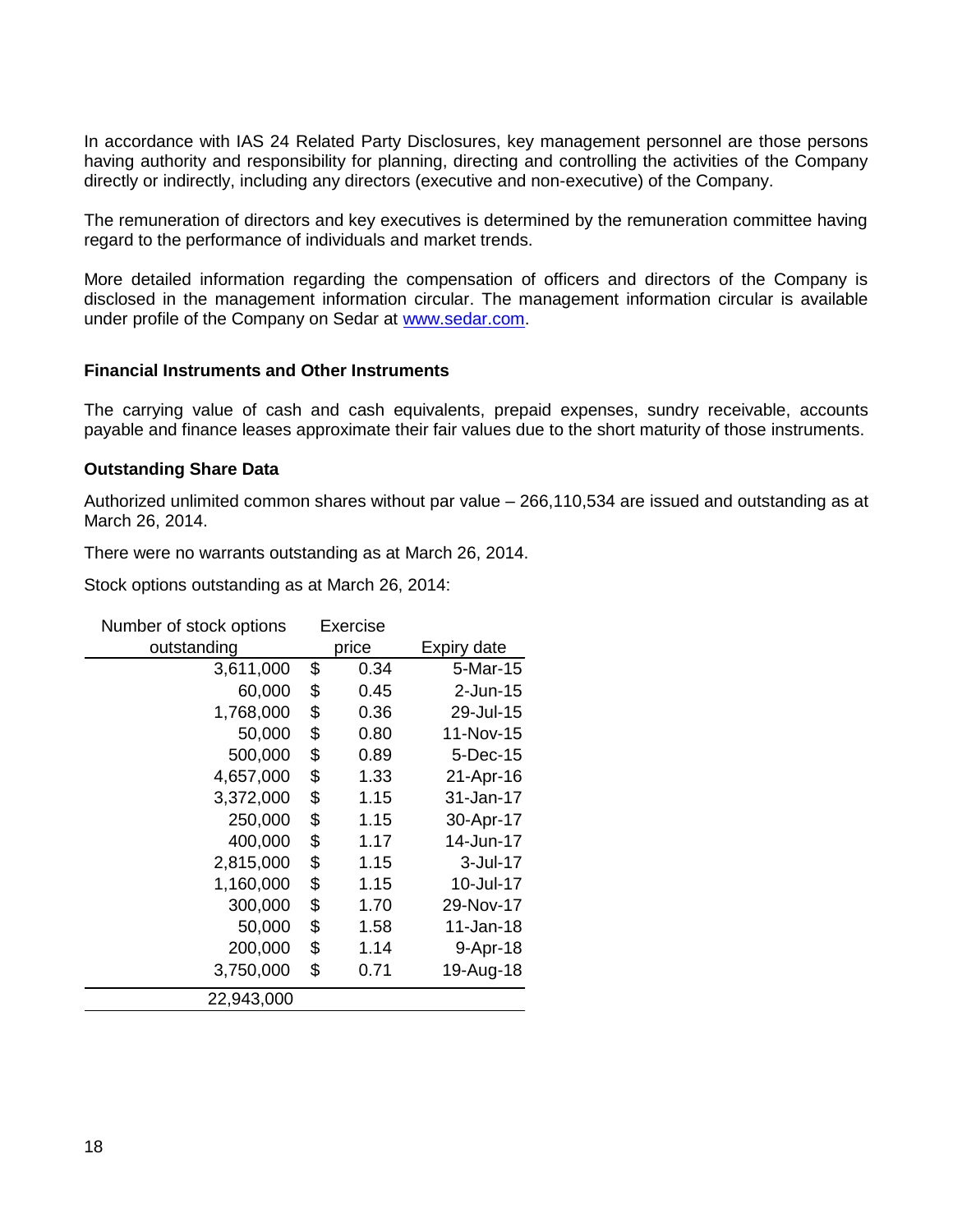In accordance with IAS 24 Related Party Disclosures, key management personnel are those persons having authority and responsibility for planning, directing and controlling the activities of the Company directly or indirectly, including any directors (executive and non-executive) of the Company.

The remuneration of directors and key executives is determined by the remuneration committee having regard to the performance of individuals and market trends.

More detailed information regarding the compensation of officers and directors of the Company is disclosed in the management information circular. The management information circular is available under profile of the Company on Sedar at www.sedar.com.

**Financial Instruments and Other Instruments**

The carrying value of cash and cash equivalents, prepaid expenses, sundry receivable, accounts payable and finance leases approximate their fair values due to the short maturity of those instruments.

**Outstanding Share Data**

Authorized unlimited common shares without par value – 266,110,534 are issued and outstanding as at March 26, 2014.

There were no warrants outstanding as at March 26, 2014.

Stock options outstanding as at March 26, 2014:

| Number of stock options outstanding | Exercise price | Expiry date |
|---|---|---|
| 3,611,000 | $ 0.34 | 5-Mar-15 |
| 60,000 | $ 0.45 | 2-Jun-15 |
| 1,768,000 | $ 0.36 | 29-Jul-15 |
| 50,000 | $ 0.80 | 11-Nov-15 |
| 500,000 | $ 0.89 | 5-Dec-15 |
| 4,657,000 | $ 1.33 | 21-Apr-16 |
| 3,372,000 | $ 1.15 | 31-Jan-17 |
| 250,000 | $ 1.15 | 30-Apr-17 |
| 400,000 | $ 1.17 | 14-Jun-17 |
| 2,815,000 | $ 1.15 | 3-Jul-17 |
| 1,160,000 | $ 1.15 | 10-Jul-17 |
| 300,000 | $ 1.70 | 29-Nov-17 |
| 50,000 | $ 1.58 | 11-Jan-18 |
| 200,000 | $ 1.14 | 9-Apr-18 |
| 3,750,000 | $ 0.71 | 19-Aug-18 |
| 22,943,000 | | |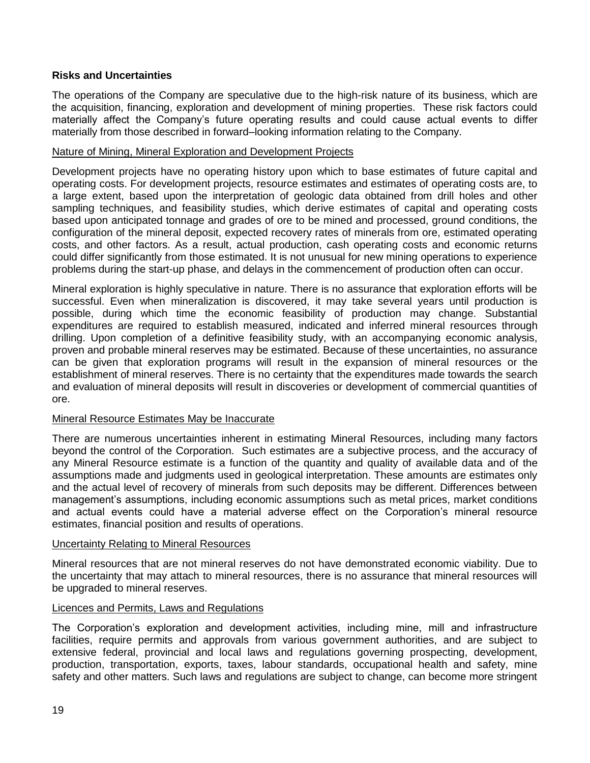**Risks and Uncertainties**

The operations of the Company are speculative due to the high-risk nature of its business, which are the acquisition, financing, exploration and development of mining properties. These risk factors could materially affect the Company's future operating results and could cause actual events to differ materially from those described in forward–looking information relating to the Company.

Nature of Mining, Mineral Exploration and Development Projects

Development projects have no operating history upon which to base estimates of future capital and operating costs. For development projects, resource estimates and estimates of operating costs are, to a large extent, based upon the interpretation of geologic data obtained from drill holes and other sampling techniques, and feasibility studies, which derive estimates of capital and operating costs based upon anticipated tonnage and grades of ore to be mined and processed, ground conditions, the configuration of the mineral deposit, expected recovery rates of minerals from ore, estimated operating costs, and other factors. As a result, actual production, cash operating costs and economic returns could differ significantly from those estimated. It is not unusual for new mining operations to experience problems during the start-up phase, and delays in the commencement of production often can occur.

Mineral exploration is highly speculative in nature. There is no assurance that exploration efforts will be successful. Even when mineralization is discovered, it may take several years until production is possible, during which time the economic feasibility of production may change. Substantial expenditures are required to establish measured, indicated and inferred mineral resources through drilling. Upon completion of a definitive feasibility study, with an accompanying economic analysis, proven and probable mineral reserves may be estimated. Because of these uncertainties, no assurance can be given that exploration programs will result in the expansion of mineral resources or the establishment of mineral reserves. There is no certainty that the expenditures made towards the search and evaluation of mineral deposits will result in discoveries or development of commercial quantities of ore.

Mineral Resource Estimates May be Inaccurate

There are numerous uncertainties inherent in estimating Mineral Resources, including many factors beyond the control of the Corporation. Such estimates are a subjective process, and the accuracy of any Mineral Resource estimate is a function of the quantity and quality of available data and of the assumptions made and judgments used in geological interpretation. These amounts are estimates only and the actual level of recovery of minerals from such deposits may be different. Differences between management's assumptions, including economic assumptions such as metal prices, market conditions and actual events could have a material adverse effect on the Corporation's mineral resource estimates, financial position and results of operations.

Uncertainty Relating to Mineral Resources

Mineral resources that are not mineral reserves do not have demonstrated economic viability. Due to the uncertainty that may attach to mineral resources, there is no assurance that mineral resources will be upgraded to mineral reserves.

Licences and Permits, Laws and Regulations

The Corporation's exploration and development activities, including mine, mill and infrastructure facilities, require permits and approvals from various government authorities, and are subject to extensive federal, provincial and local laws and regulations governing prospecting, development, production, transportation, exports, taxes, labour standards, occupational health and safety, mine safety and other matters. Such laws and regulations are subject to change, can become more stringent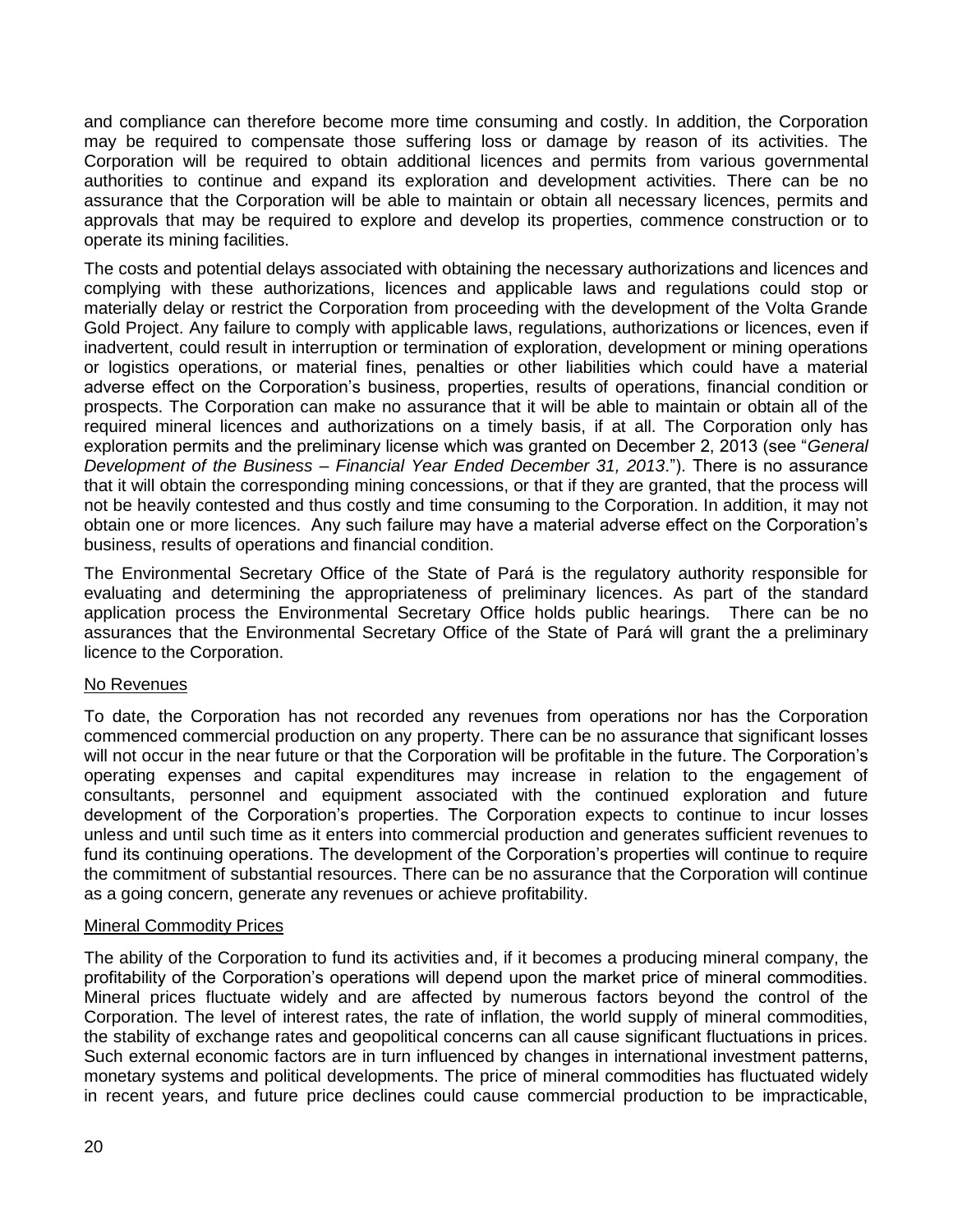and compliance can therefore become more time consuming and costly. In addition, the Corporation may be required to compensate those suffering loss or damage by reason of its activities. The Corporation will be required to obtain additional licences and permits from various governmental authorities to continue and expand its exploration and development activities. There can be no assurance that the Corporation will be able to maintain or obtain all necessary licences, permits and approvals that may be required to explore and develop its properties, commence construction or to operate its mining facilities.

The costs and potential delays associated with obtaining the necessary authorizations and licences and complying with these authorizations, licences and applicable laws and regulations could stop or materially delay or restrict the Corporation from proceeding with the development of the Volta Grande Gold Project. Any failure to comply with applicable laws, regulations, authorizations or licences, even if inadvertent, could result in interruption or termination of exploration, development or mining operations or logistics operations, or material fines, penalties or other liabilities which could have a material adverse effect on the Corporation's business, properties, results of operations, financial condition or prospects. The Corporation can make no assurance that it will be able to maintain or obtain all of the required mineral licences and authorizations on a timely basis, if at all. The Corporation only has exploration permits and the preliminary license which was granted on December 2, 2013 (see "*General Development of the Business – Financial Year Ended December 31, 2013*."). There is no assurance that it will obtain the corresponding mining concessions, or that if they are granted, that the process will not be heavily contested and thus costly and time consuming to the Corporation. In addition, it may not obtain one or more licences. Any such failure may have a material adverse effect on the Corporation's business, results of operations and financial condition.

The Environmental Secretary Office of the State of Pará is the regulatory authority responsible for evaluating and determining the appropriateness of preliminary licences. As part of the standard application process the Environmental Secretary Office holds public hearings. There can be no assurances that the Environmental Secretary Office of the State of Pará will grant the a preliminary licence to the Corporation.

<u>No Revenues</u>

To date, the Corporation has not recorded any revenues from operations nor has the Corporation commenced commercial production on any property. There can be no assurance that significant losses will not occur in the near future or that the Corporation will be profitable in the future. The Corporation's operating expenses and capital expenditures may increase in relation to the engagement of consultants, personnel and equipment associated with the continued exploration and future development of the Corporation's properties. The Corporation expects to continue to incur losses unless and until such time as it enters into commercial production and generates sufficient revenues to fund its continuing operations. The development of the Corporation's properties will continue to require the commitment of substantial resources. There can be no assurance that the Corporation will continue as a going concern, generate any revenues or achieve profitability.

<u>Mineral Commodity Prices</u>

The ability of the Corporation to fund its activities and, if it becomes a producing mineral company, the profitability of the Corporation's operations will depend upon the market price of mineral commodities. Mineral prices fluctuate widely and are affected by numerous factors beyond the control of the Corporation. The level of interest rates, the rate of inflation, the world supply of mineral commodities, the stability of exchange rates and geopolitical concerns can all cause significant fluctuations in prices. Such external economic factors are in turn influenced by changes in international investment patterns, monetary systems and political developments. The price of mineral commodities has fluctuated widely in recent years, and future price declines could cause commercial production to be impracticable,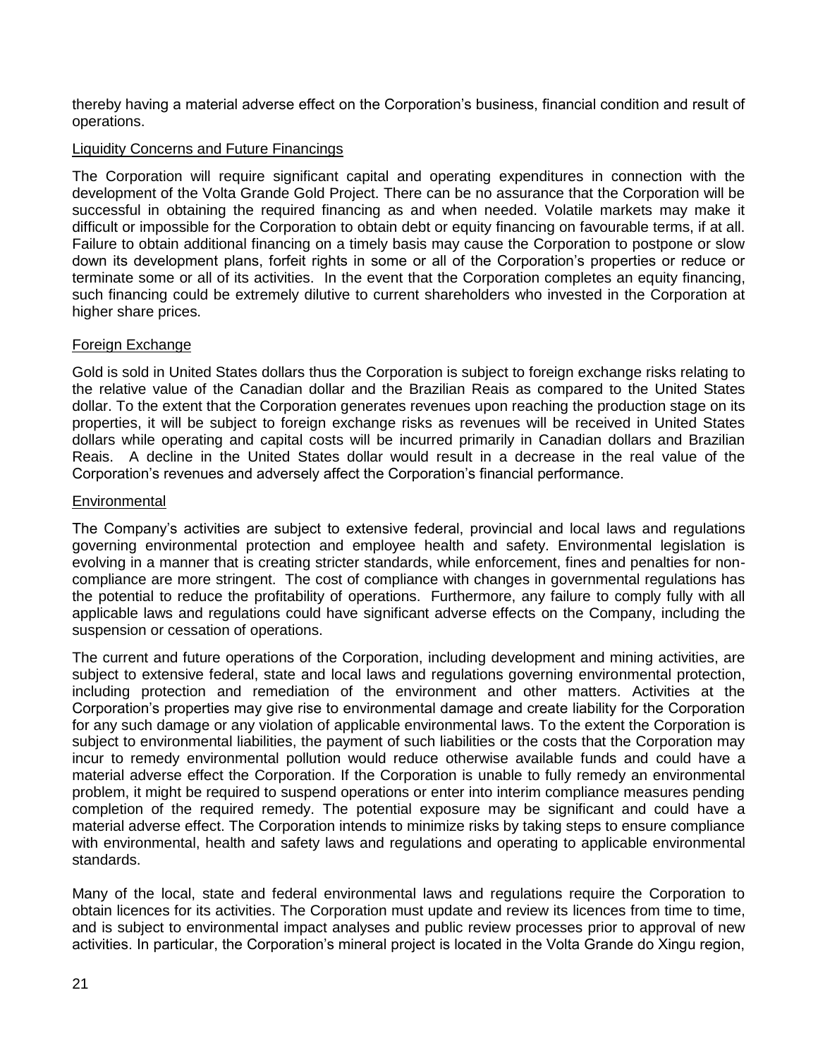thereby having a material adverse effect on the Corporation's business, financial condition and result of operations.

### Liquidity Concerns and Future Financings

The Corporation will require significant capital and operating expenditures in connection with the development of the Volta Grande Gold Project. There can be no assurance that the Corporation will be successful in obtaining the required financing as and when needed. Volatile markets may make it difficult or impossible for the Corporation to obtain debt or equity financing on favourable terms, if at all. Failure to obtain additional financing on a timely basis may cause the Corporation to postpone or slow down its development plans, forfeit rights in some or all of the Corporation's properties or reduce or terminate some or all of its activities. In the event that the Corporation completes an equity financing, such financing could be extremely dilutive to current shareholders who invested in the Corporation at higher share prices.

### Foreign Exchange

Gold is sold in United States dollars thus the Corporation is subject to foreign exchange risks relating to the relative value of the Canadian dollar and the Brazilian Reais as compared to the United States dollar. To the extent that the Corporation generates revenues upon reaching the production stage on its properties, it will be subject to foreign exchange risks as revenues will be received in United States dollars while operating and capital costs will be incurred primarily in Canadian dollars and Brazilian Reais. A decline in the United States dollar would result in a decrease in the real value of the Corporation's revenues and adversely affect the Corporation's financial performance.

### Environmental

The Company's activities are subject to extensive federal, provincial and local laws and regulations governing environmental protection and employee health and safety. Environmental legislation is evolving in a manner that is creating stricter standards, while enforcement, fines and penalties for non-compliance are more stringent. The cost of compliance with changes in governmental regulations has the potential to reduce the profitability of operations. Furthermore, any failure to comply fully with all applicable laws and regulations could have significant adverse effects on the Company, including the suspension or cessation of operations.

The current and future operations of the Corporation, including development and mining activities, are subject to extensive federal, state and local laws and regulations governing environmental protection, including protection and remediation of the environment and other matters. Activities at the Corporation's properties may give rise to environmental damage and create liability for the Corporation for any such damage or any violation of applicable environmental laws. To the extent the Corporation is subject to environmental liabilities, the payment of such liabilities or the costs that the Corporation may incur to remedy environmental pollution would reduce otherwise available funds and could have a material adverse effect the Corporation. If the Corporation is unable to fully remedy an environmental problem, it might be required to suspend operations or enter into interim compliance measures pending completion of the required remedy. The potential exposure may be significant and could have a material adverse effect. The Corporation intends to minimize risks by taking steps to ensure compliance with environmental, health and safety laws and regulations and operating to applicable environmental standards.

Many of the local, state and federal environmental laws and regulations require the Corporation to obtain licences for its activities. The Corporation must update and review its licences from time to time, and is subject to environmental impact analyses and public review processes prior to approval of new activities. In particular, the Corporation's mineral project is located in the Volta Grande do Xingu region,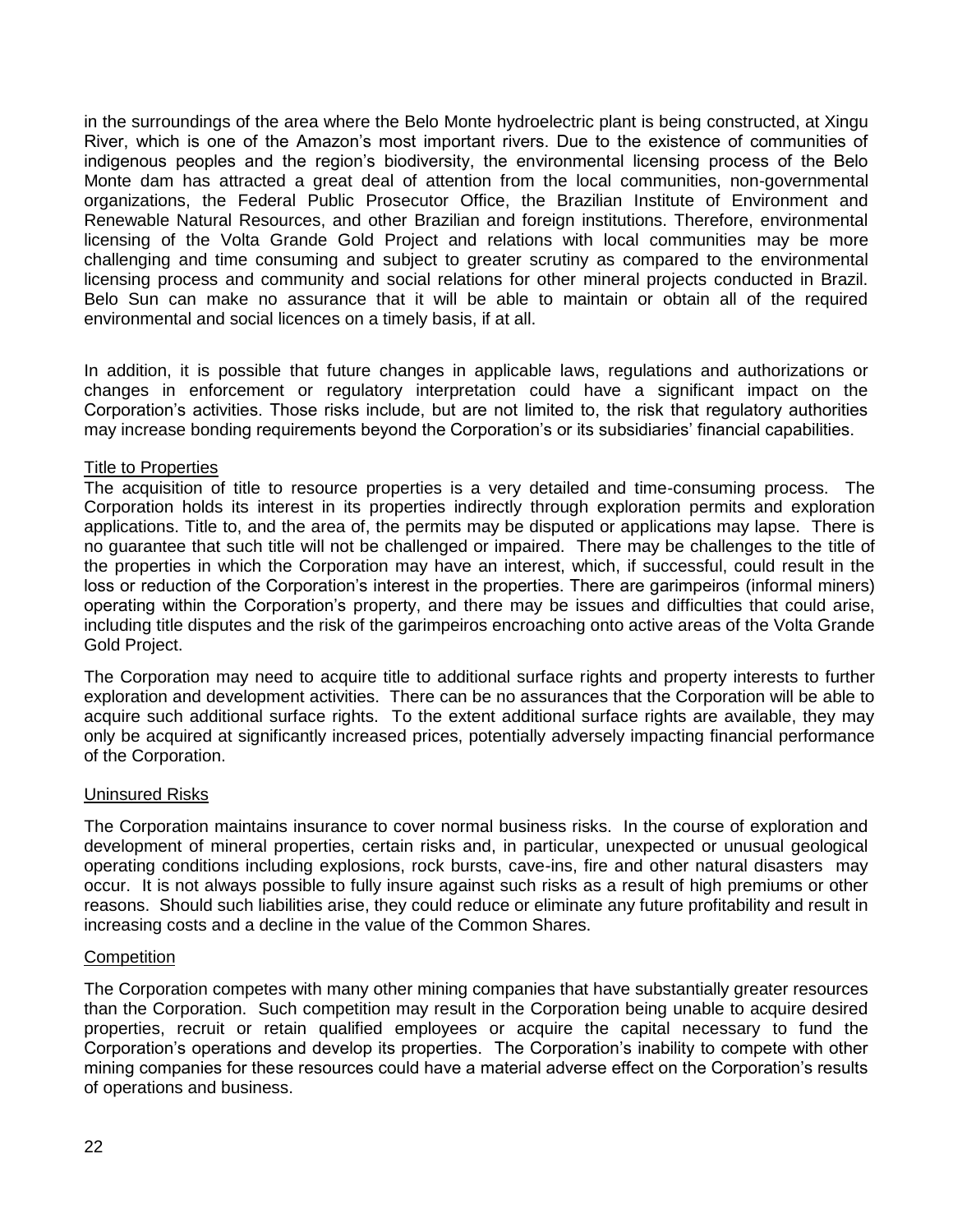in the surroundings of the area where the Belo Monte hydroelectric plant is being constructed, at Xingu River, which is one of the Amazon's most important rivers. Due to the existence of communities of indigenous peoples and the region's biodiversity, the environmental licensing process of the Belo Monte dam has attracted a great deal of attention from the local communities, non-governmental organizations, the Federal Public Prosecutor Office, the Brazilian Institute of Environment and Renewable Natural Resources, and other Brazilian and foreign institutions. Therefore, environmental licensing of the Volta Grande Gold Project and relations with local communities may be more challenging and time consuming and subject to greater scrutiny as compared to the environmental licensing process and community and social relations for other mineral projects conducted in Brazil. Belo Sun can make no assurance that it will be able to maintain or obtain all of the required environmental and social licences on a timely basis, if at all.

In addition, it is possible that future changes in applicable laws, regulations and authorizations or changes in enforcement or regulatory interpretation could have a significant impact on the Corporation's activities. Those risks include, but are not limited to, the risk that regulatory authorities may increase bonding requirements beyond the Corporation's or its subsidiaries' financial capabilities.

### Title to Properties

The acquisition of title to resource properties is a very detailed and time-consuming process. The Corporation holds its interest in its properties indirectly through exploration permits and exploration applications. Title to, and the area of, the permits may be disputed or applications may lapse. There is no guarantee that such title will not be challenged or impaired. There may be challenges to the title of the properties in which the Corporation may have an interest, which, if successful, could result in the loss or reduction of the Corporation's interest in the properties. There are garimpeiros (informal miners) operating within the Corporation's property, and there may be issues and difficulties that could arise, including title disputes and the risk of the garimpeiros encroaching onto active areas of the Volta Grande Gold Project.

The Corporation may need to acquire title to additional surface rights and property interests to further exploration and development activities. There can be no assurances that the Corporation will be able to acquire such additional surface rights. To the extent additional surface rights are available, they may only be acquired at significantly increased prices, potentially adversely impacting financial performance of the Corporation.

### Uninsured Risks

The Corporation maintains insurance to cover normal business risks. In the course of exploration and development of mineral properties, certain risks and, in particular, unexpected or unusual geological operating conditions including explosions, rock bursts, cave-ins, fire and other natural disasters may occur. It is not always possible to fully insure against such risks as a result of high premiums or other reasons. Should such liabilities arise, they could reduce or eliminate any future profitability and result in increasing costs and a decline in the value of the Common Shares.

### Competition

The Corporation competes with many other mining companies that have substantially greater resources than the Corporation. Such competition may result in the Corporation being unable to acquire desired properties, recruit or retain qualified employees or acquire the capital necessary to fund the Corporation's operations and develop its properties. The Corporation's inability to compete with other mining companies for these resources could have a material adverse effect on the Corporation's results of operations and business.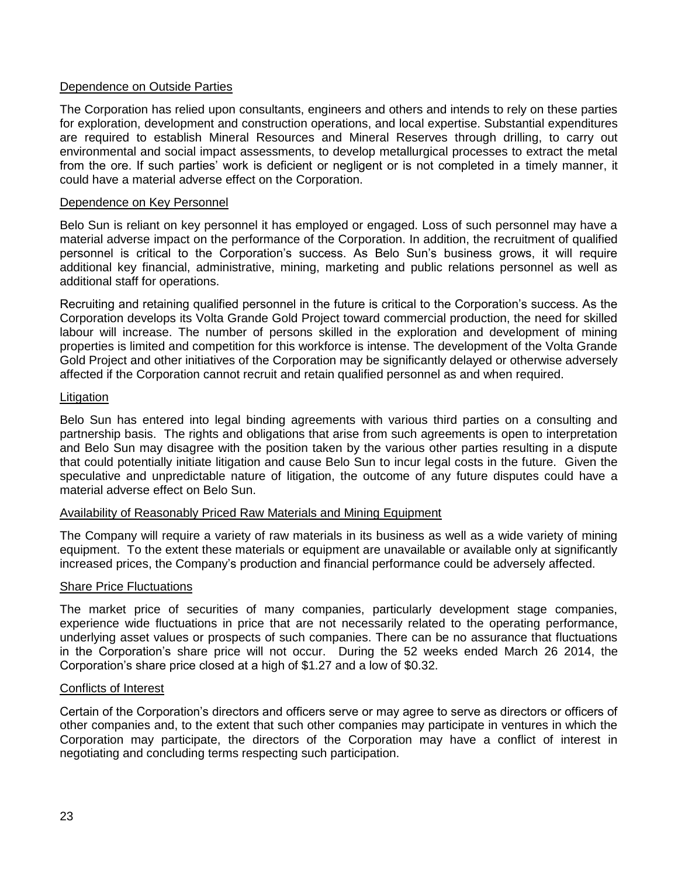## Dependence on Outside Parties

The Corporation has relied upon consultants, engineers and others and intends to rely on these parties for exploration, development and construction operations, and local expertise. Substantial expenditures are required to establish Mineral Resources and Mineral Reserves through drilling, to carry out environmental and social impact assessments, to develop metallurgical processes to extract the metal from the ore. If such parties' work is deficient or negligent or is not completed in a timely manner, it could have a material adverse effect on the Corporation.

## Dependence on Key Personnel

Belo Sun is reliant on key personnel it has employed or engaged. Loss of such personnel may have a material adverse impact on the performance of the Corporation. In addition, the recruitment of qualified personnel is critical to the Corporation's success. As Belo Sun's business grows, it will require additional key financial, administrative, mining, marketing and public relations personnel as well as additional staff for operations.

Recruiting and retaining qualified personnel in the future is critical to the Corporation's success. As the Corporation develops its Volta Grande Gold Project toward commercial production, the need for skilled labour will increase. The number of persons skilled in the exploration and development of mining properties is limited and competition for this workforce is intense. The development of the Volta Grande Gold Project and other initiatives of the Corporation may be significantly delayed or otherwise adversely affected if the Corporation cannot recruit and retain qualified personnel as and when required.

## Litigation

Belo Sun has entered into legal binding agreements with various third parties on a consulting and partnership basis. The rights and obligations that arise from such agreements is open to interpretation and Belo Sun may disagree with the position taken by the various other parties resulting in a dispute that could potentially initiate litigation and cause Belo Sun to incur legal costs in the future. Given the speculative and unpredictable nature of litigation, the outcome of any future disputes could have a material adverse effect on Belo Sun.

## Availability of Reasonably Priced Raw Materials and Mining Equipment

The Company will require a variety of raw materials in its business as well as a wide variety of mining equipment. To the extent these materials or equipment are unavailable or available only at significantly increased prices, the Company's production and financial performance could be adversely affected.

## Share Price Fluctuations

The market price of securities of many companies, particularly development stage companies, experience wide fluctuations in price that are not necessarily related to the operating performance, underlying asset values or prospects of such companies. There can be no assurance that fluctuations in the Corporation's share price will not occur. During the 52 weeks ended March 26 2014, the Corporation's share price closed at a high of $1.27 and a low of $0.32.

## Conflicts of Interest

Certain of the Corporation's directors and officers serve or may agree to serve as directors or officers of other companies and, to the extent that such other companies may participate in ventures in which the Corporation may participate, the directors of the Corporation may have a conflict of interest in negotiating and concluding terms respecting such participation.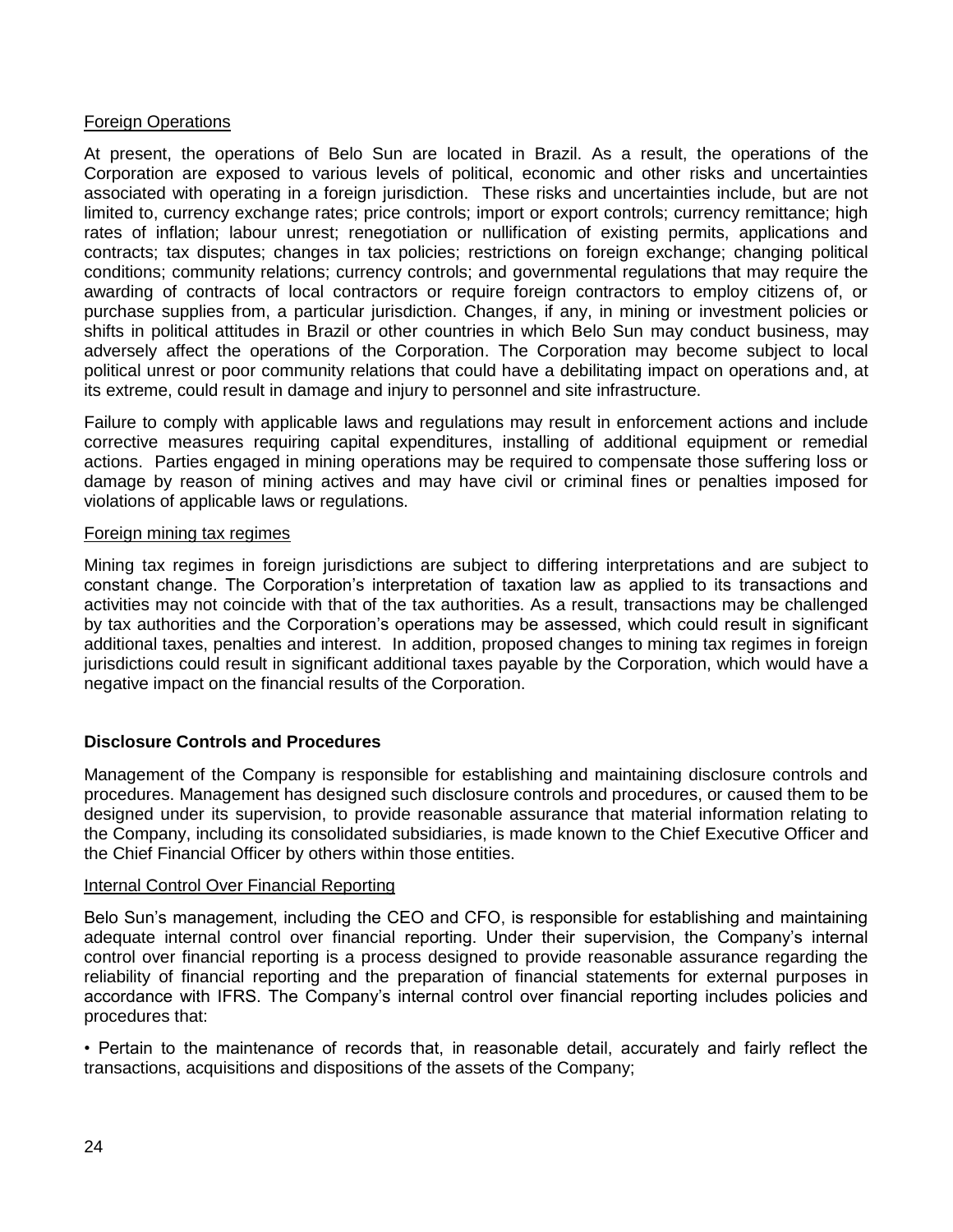Foreign Operations

At present, the operations of Belo Sun are located in Brazil. As a result, the operations of the Corporation are exposed to various levels of political, economic and other risks and uncertainties associated with operating in a foreign jurisdiction. These risks and uncertainties include, but are not limited to, currency exchange rates; price controls; import or export controls; currency remittance; high rates of inflation; labour unrest; renegotiation or nullification of existing permits, applications and contracts; tax disputes; changes in tax policies; restrictions on foreign exchange; changing political conditions; community relations; currency controls; and governmental regulations that may require the awarding of contracts of local contractors or require foreign contractors to employ citizens of, or purchase supplies from, a particular jurisdiction. Changes, if any, in mining or investment policies or shifts in political attitudes in Brazil or other countries in which Belo Sun may conduct business, may adversely affect the operations of the Corporation. The Corporation may become subject to local political unrest or poor community relations that could have a debilitating impact on operations and, at its extreme, could result in damage and injury to personnel and site infrastructure.

Failure to comply with applicable laws and regulations may result in enforcement actions and include corrective measures requiring capital expenditures, installing of additional equipment or remedial actions. Parties engaged in mining operations may be required to compensate those suffering loss or damage by reason of mining actives and may have civil or criminal fines or penalties imposed for violations of applicable laws or regulations.

Foreign mining tax regimes

Mining tax regimes in foreign jurisdictions are subject to differing interpretations and are subject to constant change. The Corporation's interpretation of taxation law as applied to its transactions and activities may not coincide with that of the tax authorities. As a result, transactions may be challenged by tax authorities and the Corporation's operations may be assessed, which could result in significant additional taxes, penalties and interest. In addition, proposed changes to mining tax regimes in foreign jurisdictions could result in significant additional taxes payable by the Corporation, which would have a negative impact on the financial results of the Corporation.

## Disclosure Controls and Procedures

Management of the Company is responsible for establishing and maintaining disclosure controls and procedures. Management has designed such disclosure controls and procedures, or caused them to be designed under its supervision, to provide reasonable assurance that material information relating to the Company, including its consolidated subsidiaries, is made known to the Chief Executive Officer and the Chief Financial Officer by others within those entities.

Internal Control Over Financial Reporting

Belo Sun's management, including the CEO and CFO, is responsible for establishing and maintaining adequate internal control over financial reporting. Under their supervision, the Company's internal control over financial reporting is a process designed to provide reasonable assurance regarding the reliability of financial reporting and the preparation of financial statements for external purposes in accordance with IFRS. The Company's internal control over financial reporting includes policies and procedures that:

- Pertain to the maintenance of records that, in reasonable detail, accurately and fairly reflect the transactions, acquisitions and dispositions of the assets of the Company;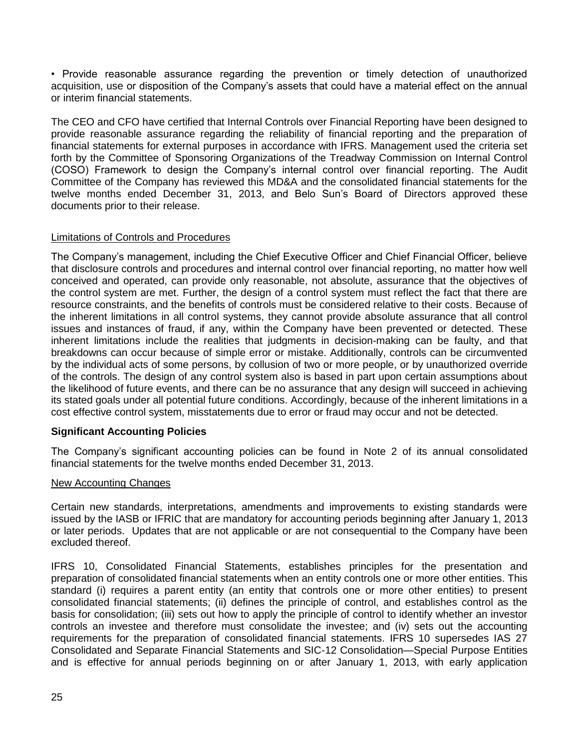• Provide reasonable assurance regarding the prevention or timely detection of unauthorized acquisition, use or disposition of the Company's assets that could have a material effect on the annual or interim financial statements.

The CEO and CFO have certified that Internal Controls over Financial Reporting have been designed to provide reasonable assurance regarding the reliability of financial reporting and the preparation of financial statements for external purposes in accordance with IFRS. Management used the criteria set forth by the Committee of Sponsoring Organizations of the Treadway Commission on Internal Control (COSO) Framework to design the Company's internal control over financial reporting. The Audit Committee of the Company has reviewed this MD&A and the consolidated financial statements for the twelve months ended December 31, 2013, and Belo Sun's Board of Directors approved these documents prior to their release.

Limitations of Controls and Procedures

The Company's management, including the Chief Executive Officer and Chief Financial Officer, believe that disclosure controls and procedures and internal control over financial reporting, no matter how well conceived and operated, can provide only reasonable, not absolute, assurance that the objectives of the control system are met. Further, the design of a control system must reflect the fact that there are resource constraints, and the benefits of controls must be considered relative to their costs. Because of the inherent limitations in all control systems, they cannot provide absolute assurance that all control issues and instances of fraud, if any, within the Company have been prevented or detected. These inherent limitations include the realities that judgments in decision-making can be faulty, and that breakdowns can occur because of simple error or mistake. Additionally, controls can be circumvented by the individual acts of some persons, by collusion of two or more people, or by unauthorized override of the controls. The design of any control system also is based in part upon certain assumptions about the likelihood of future events, and there can be no assurance that any design will succeed in achieving its stated goals under all potential future conditions. Accordingly, because of the inherent limitations in a cost effective control system, misstatements due to error or fraud may occur and not be detected.

**Significant Accounting Policies**

The Company's significant accounting policies can be found in Note 2 of its annual consolidated financial statements for the twelve months ended December 31, 2013.

New Accounting Changes

Certain new standards, interpretations, amendments and improvements to existing standards were issued by the IASB or IFRIC that are mandatory for accounting periods beginning after January 1, 2013 or later periods. Updates that are not applicable or are not consequential to the Company have been excluded thereof.

IFRS 10, Consolidated Financial Statements, establishes principles for the presentation and preparation of consolidated financial statements when an entity controls one or more other entities. This standard (i) requires a parent entity (an entity that controls one or more other entities) to present consolidated financial statements; (ii) defines the principle of control, and establishes control as the basis for consolidation; (iii) sets out how to apply the principle of control to identify whether an investor controls an investee and therefore must consolidate the investee; and (iv) sets out the accounting requirements for the preparation of consolidated financial statements. IFRS 10 supersedes IAS 27 Consolidated and Separate Financial Statements and SIC-12 Consolidation—Special Purpose Entities and is effective for annual periods beginning on or after January 1, 2013, with early application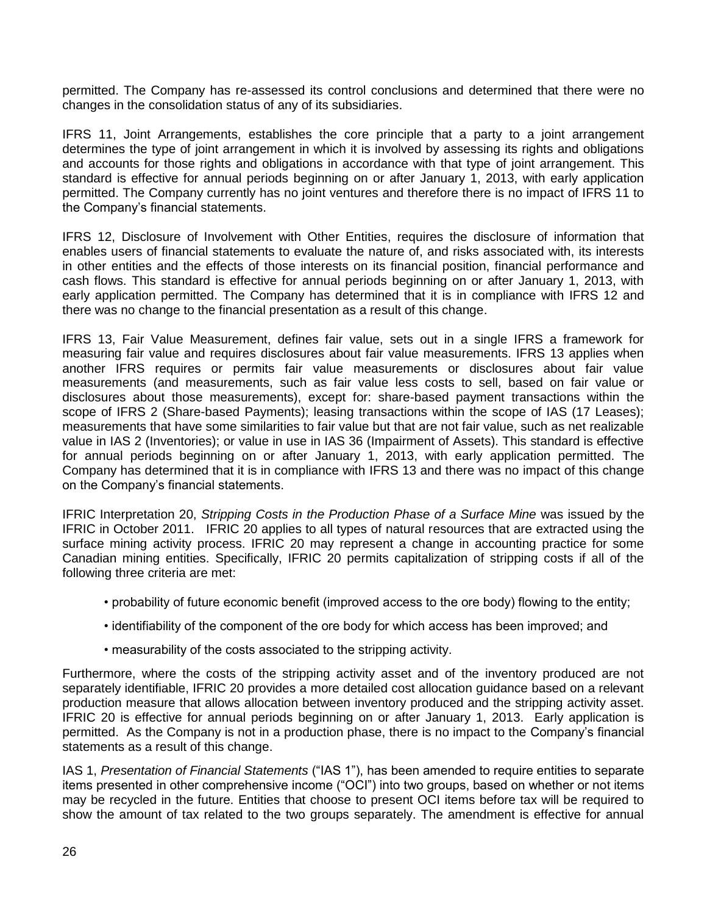permitted. The Company has re-assessed its control conclusions and determined that there were no changes in the consolidation status of any of its subsidiaries.

IFRS 11, Joint Arrangements, establishes the core principle that a party to a joint arrangement determines the type of joint arrangement in which it is involved by assessing its rights and obligations and accounts for those rights and obligations in accordance with that type of joint arrangement. This standard is effective for annual periods beginning on or after January 1, 2013, with early application permitted. The Company currently has no joint ventures and therefore there is no impact of IFRS 11 to the Company's financial statements.

IFRS 12, Disclosure of Involvement with Other Entities, requires the disclosure of information that enables users of financial statements to evaluate the nature of, and risks associated with, its interests in other entities and the effects of those interests on its financial position, financial performance and cash flows. This standard is effective for annual periods beginning on or after January 1, 2013, with early application permitted. The Company has determined that it is in compliance with IFRS 12 and there was no change to the financial presentation as a result of this change.

IFRS 13, Fair Value Measurement, defines fair value, sets out in a single IFRS a framework for measuring fair value and requires disclosures about fair value measurements. IFRS 13 applies when another IFRS requires or permits fair value measurements or disclosures about fair value measurements (and measurements, such as fair value less costs to sell, based on fair value or disclosures about those measurements), except for: share-based payment transactions within the scope of IFRS 2 (Share-based Payments); leasing transactions within the scope of IAS (17 Leases); measurements that have some similarities to fair value but that are not fair value, such as net realizable value in IAS 2 (Inventories); or value in use in IAS 36 (Impairment of Assets). This standard is effective for annual periods beginning on or after January 1, 2013, with early application permitted. The Company has determined that it is in compliance with IFRS 13 and there was no impact of this change on the Company's financial statements.

IFRIC Interpretation 20, *Stripping Costs in the Production Phase of a Surface Mine* was issued by the IFRIC in October 2011. IFRIC 20 applies to all types of natural resources that are extracted using the surface mining activity process. IFRIC 20 may represent a change in accounting practice for some Canadian mining entities. Specifically, IFRIC 20 permits capitalization of stripping costs if all of the following three criteria are met:

- probability of future economic benefit (improved access to the ore body) flowing to the entity;
- identifiability of the component of the ore body for which access has been improved; and
- measurability of the costs associated to the stripping activity.

Furthermore, where the costs of the stripping activity asset and of the inventory produced are not separately identifiable, IFRIC 20 provides a more detailed cost allocation guidance based on a relevant production measure that allows allocation between inventory produced and the stripping activity asset. IFRIC 20 is effective for annual periods beginning on or after January 1, 2013. Early application is permitted. As the Company is not in a production phase, there is no impact to the Company's financial statements as a result of this change.

IAS 1, *Presentation of Financial Statements* ("IAS 1"), has been amended to require entities to separate items presented in other comprehensive income ("OCI") into two groups, based on whether or not items may be recycled in the future. Entities that choose to present OCI items before tax will be required to show the amount of tax related to the two groups separately. The amendment is effective for annual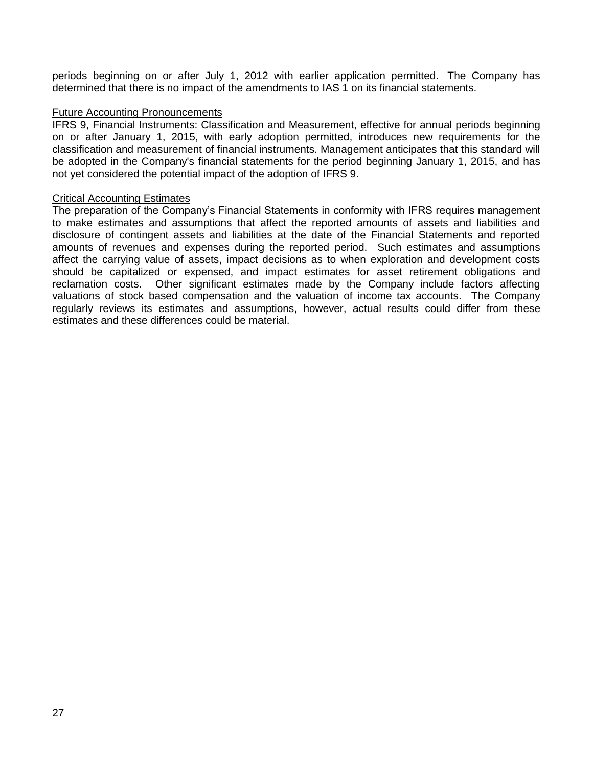periods beginning on or after July 1, 2012 with earlier application permitted. The Company has determined that there is no impact of the amendments to IAS 1 on its financial statements.

<u>Future Accounting Pronouncements</u>

IFRS 9, Financial Instruments: Classification and Measurement, effective for annual periods beginning on or after January 1, 2015, with early adoption permitted, introduces new requirements for the classification and measurement of financial instruments. Management anticipates that this standard will be adopted in the Company's financial statements for the period beginning January 1, 2015, and has not yet considered the potential impact of the adoption of IFRS 9.

<u>Critical Accounting Estimates</u>

The preparation of the Company's Financial Statements in conformity with IFRS requires management to make estimates and assumptions that affect the reported amounts of assets and liabilities and disclosure of contingent assets and liabilities at the date of the Financial Statements and reported amounts of revenues and expenses during the reported period. Such estimates and assumptions affect the carrying value of assets, impact decisions as to when exploration and development costs should be capitalized or expensed, and impact estimates for asset retirement obligations and reclamation costs. Other significant estimates made by the Company include factors affecting valuations of stock based compensation and the valuation of income tax accounts. The Company regularly reviews its estimates and assumptions, however, actual results could differ from these estimates and these differences could be material.